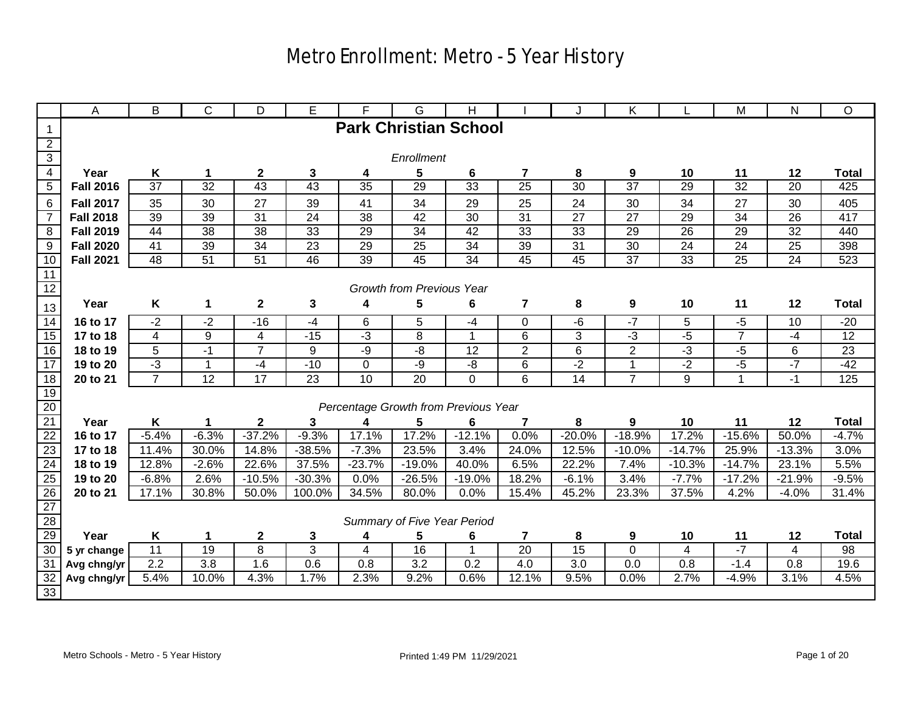# Metro Enrollment: Metro - 5 Year History

## Park Christian School

*Enrollment*

| Year | K | 1 | 2 | 3 | 4 | 5 | 6 | 7 | 8 | 9 | 10 | 11 | 12 | Total |
|---|---|---|---|---|---|---|---|---|---|---|---|---|---|---|
| **Fall 2016** | 37 | 32 | 43 | 43 | 35 | 29 | 33 | 25 | 30 | 37 | 29 | 32 | 20 | 425 |
| **Fall 2017** | 35 | 30 | 27 | 39 | 41 | 34 | 29 | 25 | 24 | 30 | 34 | 27 | 30 | 405 |
| **Fall 2018** | 39 | 39 | 31 | 24 | 38 | 42 | 30 | 31 | 27 | 27 | 29 | 34 | 26 | 417 |
| **Fall 2019** | 44 | 38 | 38 | 33 | 29 | 34 | 42 | 33 | 33 | 29 | 26 | 29 | 32 | 440 |
| **Fall 2020** | 41 | 39 | 34 | 23 | 29 | 25 | 34 | 39 | 31 | 30 | 24 | 24 | 25 | 398 |
| **Fall 2021** | 48 | 51 | 51 | 46 | 39 | 45 | 34 | 45 | 45 | 37 | 33 | 25 | 24 | 523 |

*Growth from Previous Year*

| Year | K | 1 | 2 | 3 | 4 | 5 | 6 | 7 | 8 | 9 | 10 | 11 | 12 | Total |
|---|---|---|---|---|---|---|---|---|---|---|---|---|---|---|
| **16 to 17** | -2 | -2 | -16 | -4 | 6 | 5 | -4 | 0 | -6 | -7 | 5 | -5 | 10 | -20 |
| **17 to 18** | 4 | 9 | 4 | -15 | -3 | 8 | 1 | 6 | 3 | -3 | -5 | 7 | -4 | 12 |
| **18 to 19** | 5 | -1 | 7 | 9 | -9 | -8 | 12 | 2 | 6 | 2 | -3 | -5 | 6 | 23 |
| **19 to 20** | -3 | 1 | -4 | -10 | 0 | -9 | -8 | 6 | -2 | 1 | -2 | -5 | -7 | -42 |
| **20 to 21** | 7 | 12 | 17 | 23 | 10 | 20 | 0 | 6 | 14 | 7 | 9 | 1 | -1 | 125 |

*Percentage Growth from Previous Year*

| Year | K | 1 | 2 | 3 | 4 | 5 | 6 | 7 | 8 | 9 | 10 | 11 | 12 | Total |
|---|---|---|---|---|---|---|---|---|---|---|---|---|---|---|
| **16 to 17** | -5.4% | -6.3% | -37.2% | -9.3% | 17.1% | 17.2% | -12.1% | 0.0% | -20.0% | -18.9% | 17.2% | -15.6% | 50.0% | -4.7% |
| **17 to 18** | 11.4% | 30.0% | 14.8% | -38.5% | -7.3% | 23.5% | 3.4% | 24.0% | 12.5% | -10.0% | -14.7% | 25.9% | -13.3% | 3.0% |
| **18 to 19** | 12.8% | -2.6% | 22.6% | 37.5% | -23.7% | -19.0% | 40.0% | 6.5% | 22.2% | 7.4% | -10.3% | -14.7% | 23.1% | 5.5% |
| **19 to 20** | -6.8% | 2.6% | -10.5% | -30.3% | 0.0% | -26.5% | -19.0% | 18.2% | -6.1% | 3.4% | -7.7% | -17.2% | -21.9% | -9.5% |
| **20 to 21** | 17.1% | 30.8% | 50.0% | 100.0% | 34.5% | 80.0% | 0.0% | 15.4% | 45.2% | 23.3% | 37.5% | 4.2% | -4.0% | 31.4% |

*Summary of Five Year Period*

| Year | K | 1 | 2 | 3 | 4 | 5 | 6 | 7 | 8 | 9 | 10 | 11 | 12 | Total |
|---|---|---|---|---|---|---|---|---|---|---|---|---|---|---|
| **5 yr change** | 11 | 19 | 8 | 3 | 4 | 16 | 1 | 20 | 15 | 0 | 4 | -7 | 4 | 98 |
| **Avg chng/yr** | 2.2 | 3.8 | 1.6 | 0.6 | 0.8 | 3.2 | 0.2 | 4.0 | 3.0 | 0.0 | 0.8 | -1.4 | 0.8 | 19.6 |
| **Avg chng/yr** | 5.4% | 10.0% | 4.3% | 1.7% | 2.3% | 9.2% | 0.6% | 12.1% | 9.5% | 0.0% | 2.7% | -4.9% | 3.1% | 4.5% |

Metro Schools - Metro - 5 Year History Printed 1:49 PM 11/29/2021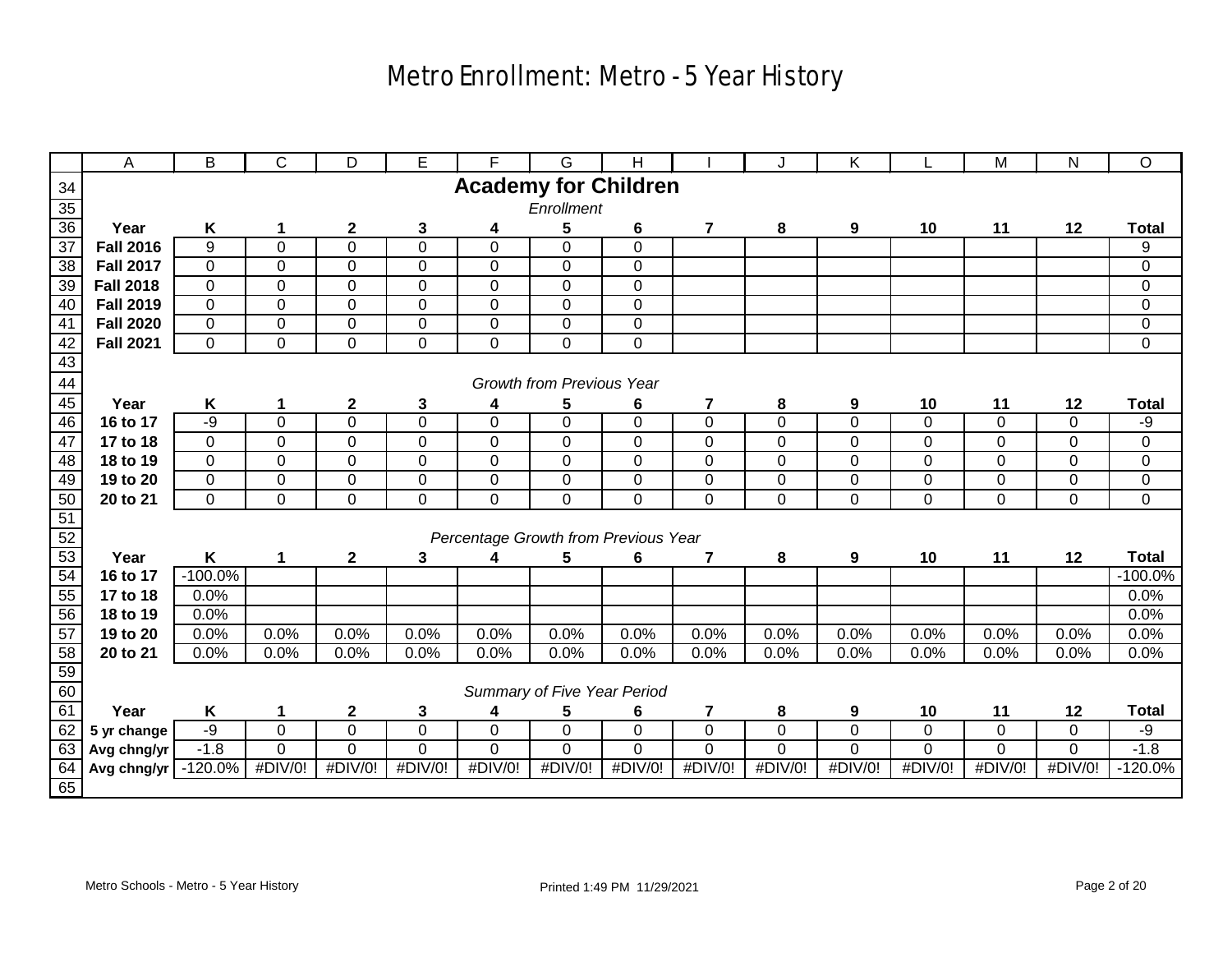# Metro Enrollment: Metro - 5 Year History

## Academy for Children

*Enrollment*

| Year | K | 1 | 2 | 3 | 4 | 5 | 6 | 7 | 8 | 9 | 10 | 11 | 12 | Total |
|---|---|---|---|---|---|---|---|---|---|---|---|---|---|---|
| **Fall 2016** | 9 | 0 | 0 | 0 | 0 | 0 | 0 | | | | | | | 9 |
| **Fall 2017** | 0 | 0 | 0 | 0 | 0 | 0 | 0 | | | | | | | 0 |
| **Fall 2018** | 0 | 0 | 0 | 0 | 0 | 0 | 0 | | | | | | | 0 |
| **Fall 2019** | 0 | 0 | 0 | 0 | 0 | 0 | 0 | | | | | | | 0 |
| **Fall 2020** | 0 | 0 | 0 | 0 | 0 | 0 | 0 | | | | | | | 0 |
| **Fall 2021** | 0 | 0 | 0 | 0 | 0 | 0 | 0 | | | | | | | 0 |

*Growth from Previous Year*

| Year | K | 1 | 2 | 3 | 4 | 5 | 6 | 7 | 8 | 9 | 10 | 11 | 12 | Total |
|---|---|---|---|---|---|---|---|---|---|---|---|---|---|---|
| **16 to 17** | -9 | 0 | 0 | 0 | 0 | 0 | 0 | 0 | 0 | 0 | 0 | 0 | 0 | -9 |
| **17 to 18** | 0 | 0 | 0 | 0 | 0 | 0 | 0 | 0 | 0 | 0 | 0 | 0 | 0 | 0 |
| **18 to 19** | 0 | 0 | 0 | 0 | 0 | 0 | 0 | 0 | 0 | 0 | 0 | 0 | 0 | 0 |
| **19 to 20** | 0 | 0 | 0 | 0 | 0 | 0 | 0 | 0 | 0 | 0 | 0 | 0 | 0 | 0 |
| **20 to 21** | 0 | 0 | 0 | 0 | 0 | 0 | 0 | 0 | 0 | 0 | 0 | 0 | 0 | 0 |

*Percentage Growth from Previous Year*

| Year | K | 1 | 2 | 3 | 4 | 5 | 6 | 7 | 8 | 9 | 10 | 11 | 12 | Total |
|---|---|---|---|---|---|---|---|---|---|---|---|---|---|---|
| **16 to 17** | -100.0% | | | | | | | | | | | | | -100.0% |
| **17 to 18** | 0.0% | | | | | | | | | | | | | 0.0% |
| **18 to 19** | 0.0% | | | | | | | | | | | | | 0.0% |
| **19 to 20** | 0.0% | 0.0% | 0.0% | 0.0% | 0.0% | 0.0% | 0.0% | 0.0% | 0.0% | 0.0% | 0.0% | 0.0% | 0.0% | 0.0% |
| **20 to 21** | 0.0% | 0.0% | 0.0% | 0.0% | 0.0% | 0.0% | 0.0% | 0.0% | 0.0% | 0.0% | 0.0% | 0.0% | 0.0% | 0.0% |

*Summary of Five Year Period*

| Year | K | 1 | 2 | 3 | 4 | 5 | 6 | 7 | 8 | 9 | 10 | 11 | 12 | Total |
|---|---|---|---|---|---|---|---|---|---|---|---|---|---|---|
| **5 yr change** | -9 | 0 | 0 | 0 | 0 | 0 | 0 | 0 | 0 | 0 | 0 | 0 | 0 | -9 |
| **Avg chng/yr** | -1.8 | 0 | 0 | 0 | 0 | 0 | 0 | 0 | 0 | 0 | 0 | 0 | 0 | -1.8 |
| **Avg chng/yr** | -120.0% | #DIV/0! | #DIV/0! | #DIV/0! | #DIV/0! | #DIV/0! | #DIV/0! | #DIV/0! | #DIV/0! | #DIV/0! | #DIV/0! | #DIV/0! | #DIV/0! | -120.0% |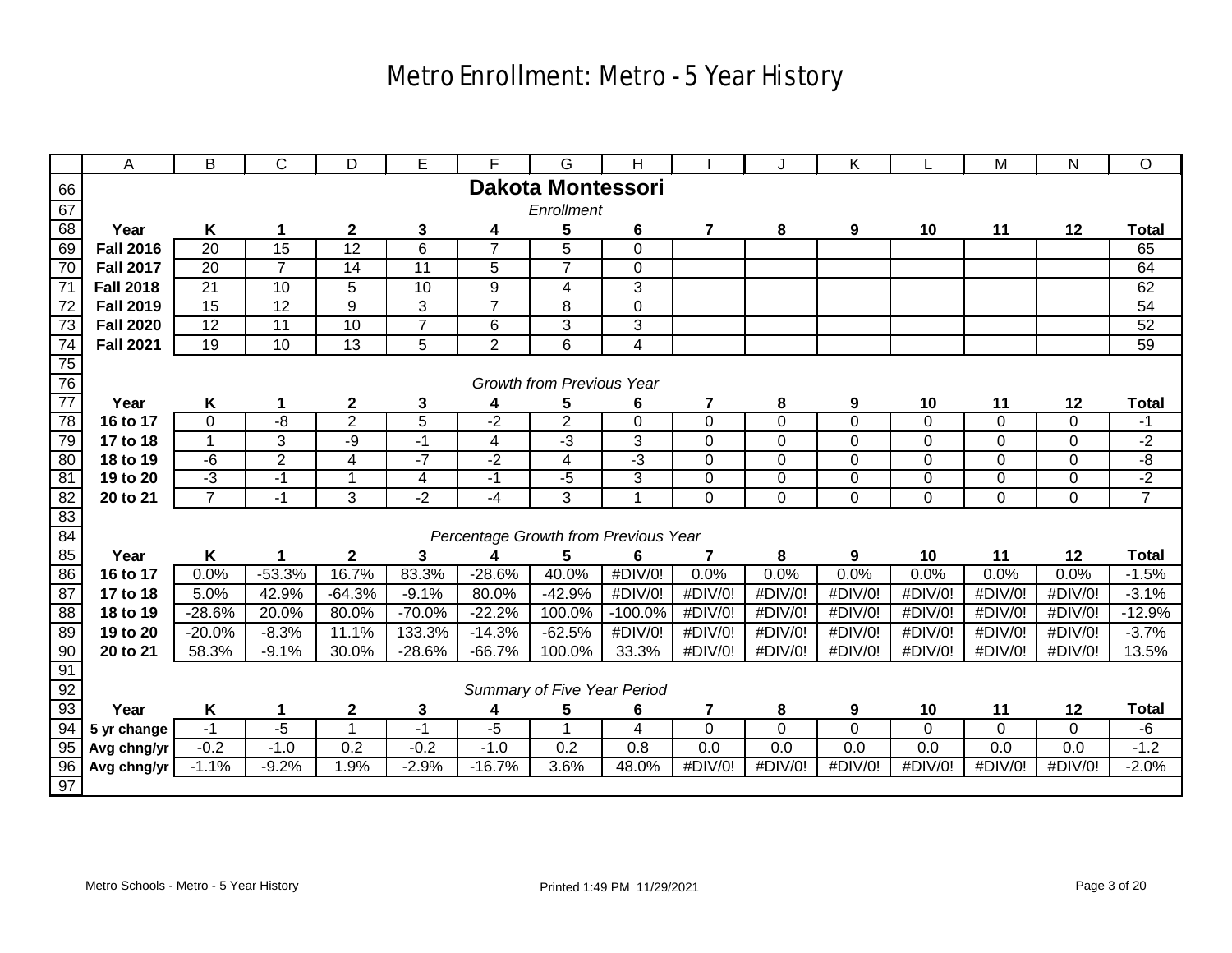# Metro Enrollment: Metro - 5 Year History

## Dakota Montessori

*Enrollment*

| Year | K | 1 | 2 | 3 | 4 | 5 | 6 | 7 | 8 | 9 | 10 | 11 | 12 | Total |
|---|---|---|---|---|---|---|---|---|---|---|---|---|---|---|
| **Fall 2016** | 20 | 15 | 12 | 6 | 7 | 5 | 0 | | | | | | | 65 |
| **Fall 2017** | 20 | 7 | 14 | 11 | 5 | 7 | 0 | | | | | | | 64 |
| **Fall 2018** | 21 | 10 | 5 | 10 | 9 | 4 | 3 | | | | | | | 62 |
| **Fall 2019** | 15 | 12 | 9 | 3 | 7 | 8 | 0 | | | | | | | 54 |
| **Fall 2020** | 12 | 11 | 10 | 7 | 6 | 3 | 3 | | | | | | | 52 |
| **Fall 2021** | 19 | 10 | 13 | 5 | 2 | 6 | 4 | | | | | | | 59 |

*Growth from Previous Year*

| Year | K | 1 | 2 | 3 | 4 | 5 | 6 | 7 | 8 | 9 | 10 | 11 | 12 | Total |
|---|---|---|---|---|---|---|---|---|---|---|---|---|---|---|
| **16 to 17** | 0 | -8 | 2 | 5 | -2 | 2 | 0 | 0 | 0 | 0 | 0 | 0 | 0 | -1 |
| **17 to 18** | 1 | 3 | -9 | -1 | 4 | -3 | 3 | 0 | 0 | 0 | 0 | 0 | 0 | -2 |
| **18 to 19** | -6 | 2 | 4 | -7 | -2 | 4 | -3 | 0 | 0 | 0 | 0 | 0 | 0 | -8 |
| **19 to 20** | -3 | -1 | 1 | 4 | -1 | -5 | 3 | 0 | 0 | 0 | 0 | 0 | 0 | -2 |
| **20 to 21** | 7 | -1 | 3 | -2 | -4 | 3 | 1 | 0 | 0 | 0 | 0 | 0 | 0 | 7 |

*Percentage Growth from Previous Year*

| Year | K | 1 | 2 | 3 | 4 | 5 | 6 | 7 | 8 | 9 | 10 | 11 | 12 | Total |
|---|---|---|---|---|---|---|---|---|---|---|---|---|---|---|
| **16 to 17** | 0.0% | -53.3% | 16.7% | 83.3% | -28.6% | 40.0% | #DIV/0! | 0.0% | 0.0% | 0.0% | 0.0% | 0.0% | 0.0% | -1.5% |
| **17 to 18** | 5.0% | 42.9% | -64.3% | -9.1% | 80.0% | -42.9% | #DIV/0! | #DIV/0! | #DIV/0! | #DIV/0! | #DIV/0! | #DIV/0! | #DIV/0! | -3.1% |
| **18 to 19** | -28.6% | 20.0% | 80.0% | -70.0% | -22.2% | 100.0% | -100.0% | #DIV/0! | #DIV/0! | #DIV/0! | #DIV/0! | #DIV/0! | #DIV/0! | -12.9% |
| **19 to 20** | -20.0% | -8.3% | 11.1% | 133.3% | -14.3% | -62.5% | #DIV/0! | #DIV/0! | #DIV/0! | #DIV/0! | #DIV/0! | #DIV/0! | #DIV/0! | -3.7% |
| **20 to 21** | 58.3% | -9.1% | 30.0% | -28.6% | -66.7% | 100.0% | 33.3% | #DIV/0! | #DIV/0! | #DIV/0! | #DIV/0! | #DIV/0! | #DIV/0! | 13.5% |

*Summary of Five Year Period*

| Year | K | 1 | 2 | 3 | 4 | 5 | 6 | 7 | 8 | 9 | 10 | 11 | 12 | Total |
|---|---|---|---|---|---|---|---|---|---|---|---|---|---|---|
| **5 yr change** | -1 | -5 | 1 | -1 | -5 | 1 | 4 | 0 | 0 | 0 | 0 | 0 | 0 | -6 |
| **Avg chng/yr** | -0.2 | -1.0 | 0.2 | -0.2 | -1.0 | 0.2 | 0.8 | 0.0 | 0.0 | 0.0 | 0.0 | 0.0 | 0.0 | -1.2 |
| **Avg chng/yr** | -1.1% | -9.2% | 1.9% | -2.9% | -16.7% | 3.6% | 48.0% | #DIV/0! | #DIV/0! | #DIV/0! | #DIV/0! | #DIV/0! | #DIV/0! | -2.0% |

Metro Schools - Metro - 5 Year History

Printed 1:49 PM 11/29/2021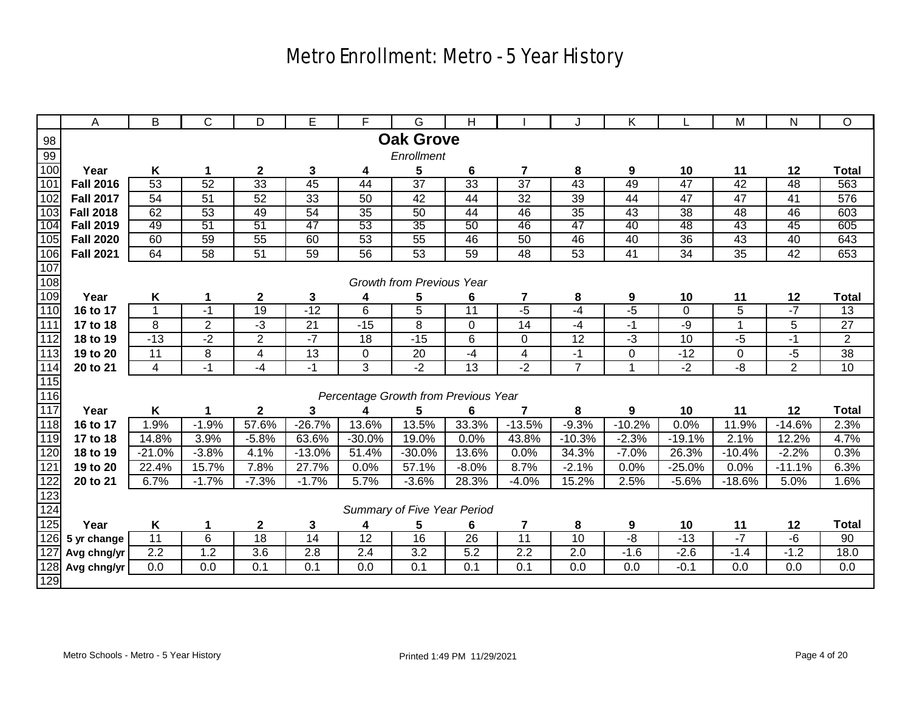# Metro Enrollment: Metro - 5 Year History

## Oak Grove

*Enrollment*

| Year | K | 1 | 2 | 3 | 4 | 5 | 6 | 7 | 8 | 9 | 10 | 11 | 12 | Total |
|---|---|---|---|---|---|---|---|---|---|---|---|---|---|---|
| **Fall 2016** | 53 | 52 | 33 | 45 | 44 | 37 | 33 | 37 | 43 | 49 | 47 | 42 | 48 | 563 |
| **Fall 2017** | 54 | 51 | 52 | 33 | 50 | 42 | 44 | 32 | 39 | 44 | 47 | 47 | 41 | 576 |
| **Fall 2018** | 62 | 53 | 49 | 54 | 35 | 50 | 44 | 46 | 35 | 43 | 38 | 48 | 46 | 603 |
| **Fall 2019** | 49 | 51 | 51 | 47 | 53 | 35 | 50 | 46 | 47 | 40 | 48 | 43 | 45 | 605 |
| **Fall 2020** | 60 | 59 | 55 | 60 | 53 | 55 | 46 | 50 | 46 | 40 | 36 | 43 | 40 | 643 |
| **Fall 2021** | 64 | 58 | 51 | 59 | 56 | 53 | 59 | 48 | 53 | 41 | 34 | 35 | 42 | 653 |

*Growth from Previous Year*

| Year | K | 1 | 2 | 3 | 4 | 5 | 6 | 7 | 8 | 9 | 10 | 11 | 12 | Total |
|---|---|---|---|---|---|---|---|---|---|---|---|---|---|---|
| **16 to 17** | 1 | -1 | 19 | -12 | 6 | 5 | 11 | -5 | -4 | -5 | 0 | 5 | -7 | 13 |
| **17 to 18** | 8 | 2 | -3 | 21 | -15 | 8 | 0 | 14 | -4 | -1 | -9 | 1 | 5 | 27 |
| **18 to 19** | -13 | -2 | 2 | -7 | 18 | -15 | 6 | 0 | 12 | -3 | 10 | -5 | -1 | 2 |
| **19 to 20** | 11 | 8 | 4 | 13 | 0 | 20 | -4 | 4 | -1 | 0 | -12 | 0 | -5 | 38 |
| **20 to 21** | 4 | -1 | -4 | -1 | 3 | -2 | 13 | -2 | 7 | 1 | -2 | -8 | 2 | 10 |

*Percentage Growth from Previous Year*

| Year | K | 1 | 2 | 3 | 4 | 5 | 6 | 7 | 8 | 9 | 10 | 11 | 12 | Total |
|---|---|---|---|---|---|---|---|---|---|---|---|---|---|---|
| **16 to 17** | 1.9% | -1.9% | 57.6% | -26.7% | 13.6% | 13.5% | 33.3% | -13.5% | -9.3% | -10.2% | 0.0% | 11.9% | -14.6% | 2.3% |
| **17 to 18** | 14.8% | 3.9% | -5.8% | 63.6% | -30.0% | 19.0% | 0.0% | 43.8% | -10.3% | -2.3% | -19.1% | 2.1% | 12.2% | 4.7% |
| **18 to 19** | -21.0% | -3.8% | 4.1% | -13.0% | 51.4% | -30.0% | 13.6% | 0.0% | 34.3% | -7.0% | 26.3% | -10.4% | -2.2% | 0.3% |
| **19 to 20** | 22.4% | 15.7% | 7.8% | 27.7% | 0.0% | 57.1% | -8.0% | 8.7% | -2.1% | 0.0% | -25.0% | 0.0% | -11.1% | 6.3% |
| **20 to 21** | 6.7% | -1.7% | -7.3% | -1.7% | 5.7% | -3.6% | 28.3% | -4.0% | 15.2% | 2.5% | -5.6% | -18.6% | 5.0% | 1.6% |

*Summary of Five Year Period*

| Year | K | 1 | 2 | 3 | 4 | 5 | 6 | 7 | 8 | 9 | 10 | 11 | 12 | Total |
|---|---|---|---|---|---|---|---|---|---|---|---|---|---|---|
| **5 yr change** | 11 | 6 | 18 | 14 | 12 | 16 | 26 | 11 | 10 | -8 | -13 | -7 | -6 | 90 |
| **Avg chng/yr** | 2.2 | 1.2 | 3.6 | 2.8 | 2.4 | 3.2 | 5.2 | 2.2 | 2.0 | -1.6 | -2.6 | -1.4 | -1.2 | 18.0 |
| **Avg chng/yr** | 0.0 | 0.0 | 0.1 | 0.1 | 0.0 | 0.1 | 0.1 | 0.1 | 0.0 | 0.0 | -0.1 | 0.0 | 0.0 | 0.0 |

Metro Schools - Metro - 5 Year History Printed 1:49 PM 11/29/2021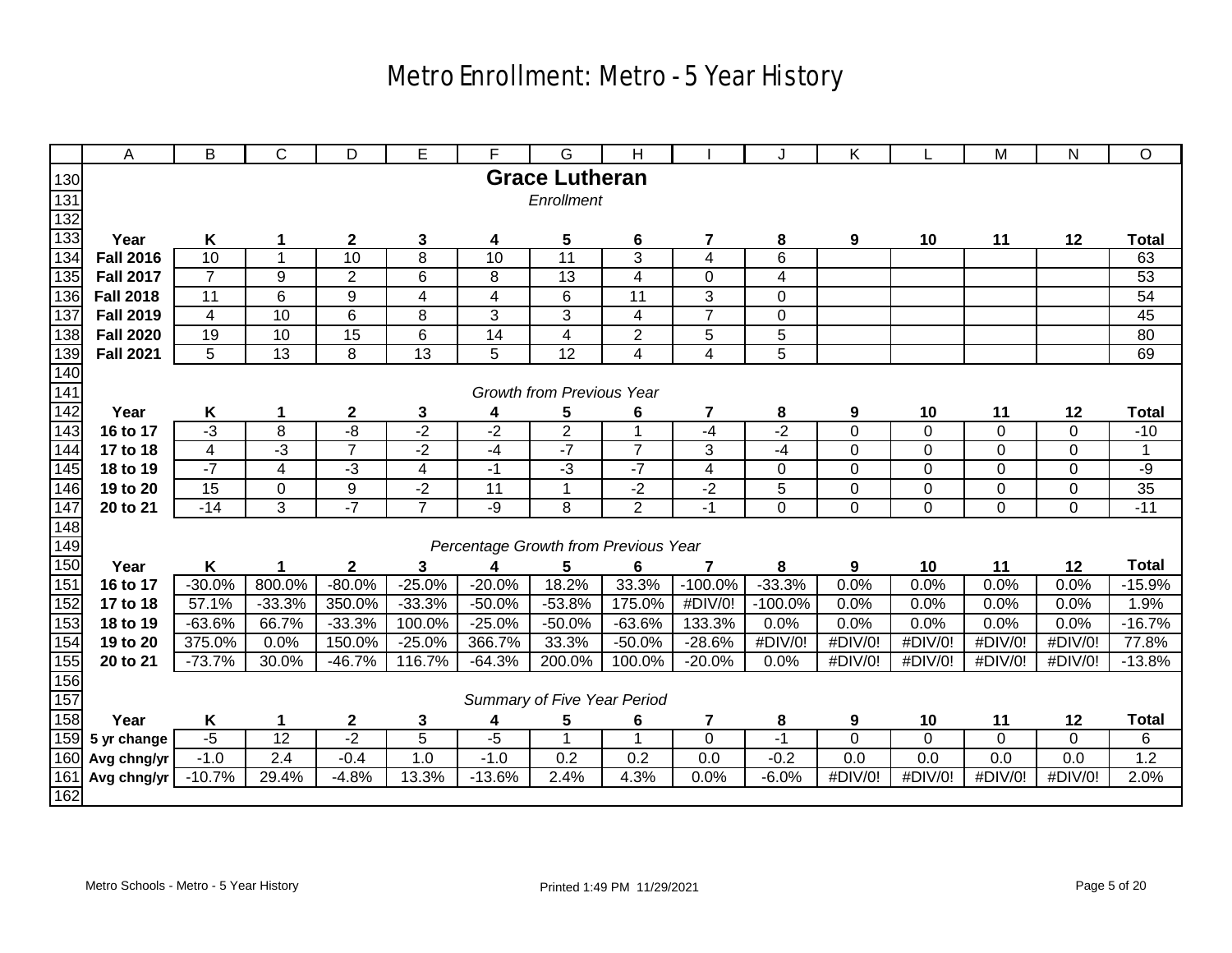# Metro Enrollment: Metro - 5 Year History

## Grace Lutheran

*Enrollment*

| Year | K | 1 | 2 | 3 | 4 | 5 | 6 | 7 | 8 | 9 | 10 | 11 | 12 | Total |
|---|---|---|---|---|---|---|---|---|---|---|---|---|---|---|
| **Fall 2016** | 10 | 1 | 10 | 8 | 10 | 11 | 3 | 4 | 6 | | | | | 63 |
| **Fall 2017** | 7 | 9 | 2 | 6 | 8 | 13 | 4 | 0 | 4 | | | | | 53 |
| **Fall 2018** | 11 | 6 | 9 | 4 | 4 | 6 | 11 | 3 | 0 | | | | | 54 |
| **Fall 2019** | 4 | 10 | 6 | 8 | 3 | 3 | 4 | 7 | 0 | | | | | 45 |
| **Fall 2020** | 19 | 10 | 15 | 6 | 14 | 4 | 2 | 5 | 5 | | | | | 80 |
| **Fall 2021** | 5 | 13 | 8 | 13 | 5 | 12 | 4 | 4 | 5 | | | | | 69 |

*Growth from Previous Year*

| Year | K | 1 | 2 | 3 | 4 | 5 | 6 | 7 | 8 | 9 | 10 | 11 | 12 | Total |
|---|---|---|---|---|---|---|---|---|---|---|---|---|---|---|
| **16 to 17** | -3 | 8 | -8 | -2 | -2 | 2 | 1 | -4 | -2 | 0 | 0 | 0 | 0 | -10 |
| **17 to 18** | 4 | -3 | 7 | -2 | -4 | -7 | 7 | 3 | -4 | 0 | 0 | 0 | 0 | 1 |
| **18 to 19** | -7 | 4 | -3 | 4 | -1 | -3 | -7 | 4 | 0 | 0 | 0 | 0 | 0 | -9 |
| **19 to 20** | 15 | 0 | 9 | -2 | 11 | 1 | -2 | -2 | 5 | 0 | 0 | 0 | 0 | 35 |
| **20 to 21** | -14 | 3 | -7 | 7 | -9 | 8 | 2 | -1 | 0 | 0 | 0 | 0 | 0 | -11 |

*Percentage Growth from Previous Year*

| Year | K | 1 | 2 | 3 | 4 | 5 | 6 | 7 | 8 | 9 | 10 | 11 | 12 | Total |
|---|---|---|---|---|---|---|---|---|---|---|---|---|---|---|
| **16 to 17** | -30.0% | 800.0% | -80.0% | -25.0% | -20.0% | 18.2% | 33.3% | -100.0% | -33.3% | 0.0% | 0.0% | 0.0% | 0.0% | -15.9% |
| **17 to 18** | 57.1% | -33.3% | 350.0% | -33.3% | -50.0% | -53.8% | 175.0% | #DIV/0! | -100.0% | 0.0% | 0.0% | 0.0% | 0.0% | 1.9% |
| **18 to 19** | -63.6% | 66.7% | -33.3% | 100.0% | -25.0% | -50.0% | -63.6% | 133.3% | 0.0% | 0.0% | 0.0% | 0.0% | 0.0% | -16.7% |
| **19 to 20** | 375.0% | 0.0% | 150.0% | -25.0% | 366.7% | 33.3% | -50.0% | -28.6% | #DIV/0! | #DIV/0! | #DIV/0! | #DIV/0! | #DIV/0! | 77.8% |
| **20 to 21** | -73.7% | 30.0% | -46.7% | 116.7% | -64.3% | 200.0% | 100.0% | -20.0% | 0.0% | #DIV/0! | #DIV/0! | #DIV/0! | #DIV/0! | -13.8% |

*Summary of Five Year Period*

| Year | K | 1 | 2 | 3 | 4 | 5 | 6 | 7 | 8 | 9 | 10 | 11 | 12 | Total |
|---|---|---|---|---|---|---|---|---|---|---|---|---|---|---|
| **5 yr change** | -5 | 12 | -2 | 5 | -5 | 1 | 1 | 0 | -1 | 0 | 0 | 0 | 0 | 6 |
| **Avg chng/yr** | -1.0 | 2.4 | -0.4 | 1.0 | -1.0 | 0.2 | 0.2 | 0.0 | -0.2 | 0.0 | 0.0 | 0.0 | 0.0 | 1.2 |
| **Avg chng/yr** | -10.7% | 29.4% | -4.8% | 13.3% | -13.6% | 2.4% | 4.3% | 0.0% | -6.0% | #DIV/0! | #DIV/0! | #DIV/0! | #DIV/0! | 2.0% |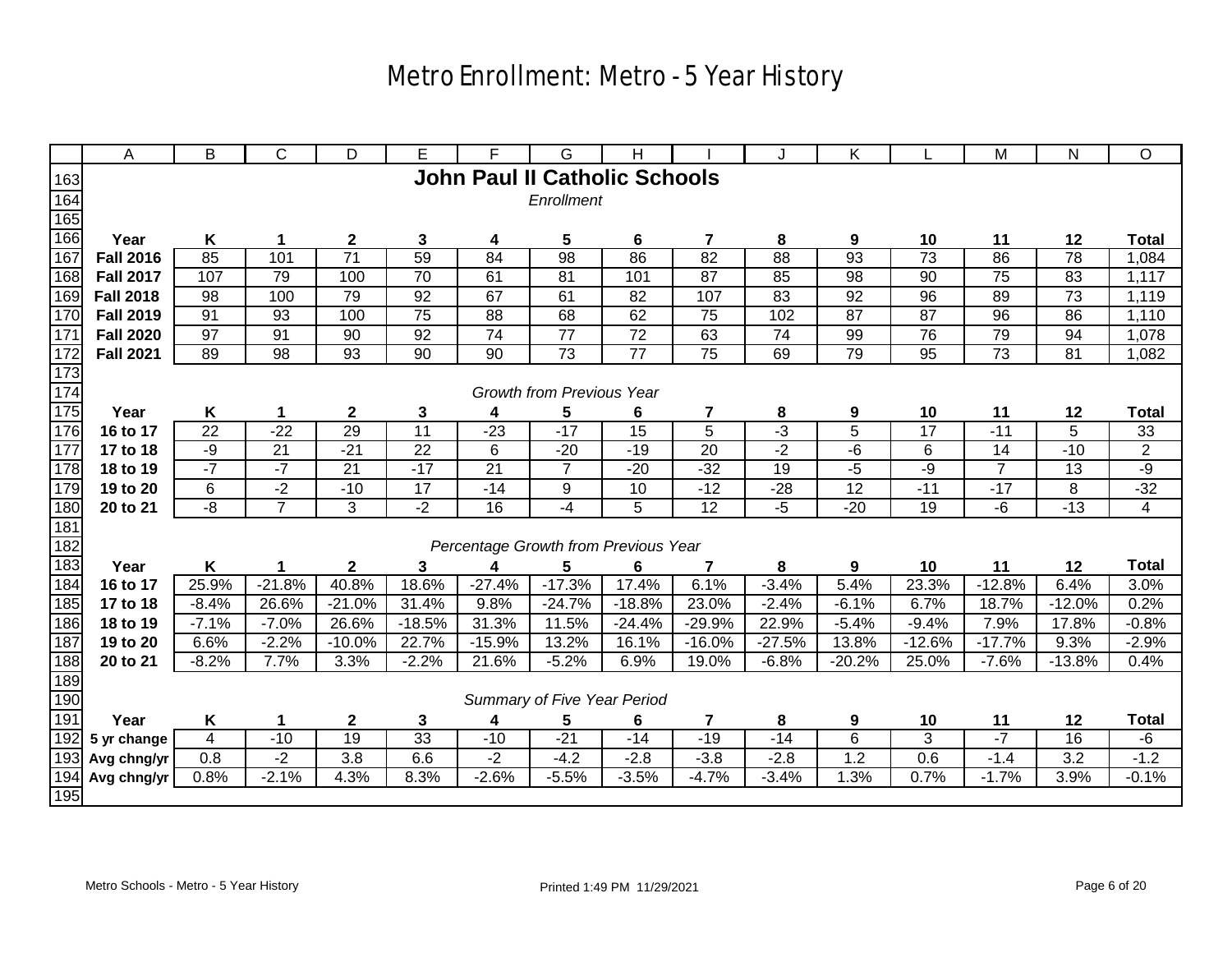# Metro Enrollment: Metro - 5 Year History

## John Paul II Catholic Schools

*Enrollment*

| Year | K | 1 | 2 | 3 | 4 | 5 | 6 | 7 | 8 | 9 | 10 | 11 | 12 | Total |
|---|---|---|---|---|---|---|---|---|---|---|---|---|---|---|
| **Fall 2016** | 85 | 101 | 71 | 59 | 84 | 98 | 86 | 82 | 88 | 93 | 73 | 86 | 78 | 1,084 |
| **Fall 2017** | 107 | 79 | 100 | 70 | 61 | 81 | 101 | 87 | 85 | 98 | 90 | 75 | 83 | 1,117 |
| **Fall 2018** | 98 | 100 | 79 | 92 | 67 | 61 | 82 | 107 | 83 | 92 | 96 | 89 | 73 | 1,119 |
| **Fall 2019** | 91 | 93 | 100 | 75 | 88 | 68 | 62 | 75 | 102 | 87 | 87 | 96 | 86 | 1,110 |
| **Fall 2020** | 97 | 91 | 90 | 92 | 74 | 77 | 72 | 63 | 74 | 99 | 76 | 79 | 94 | 1,078 |
| **Fall 2021** | 89 | 98 | 93 | 90 | 90 | 73 | 77 | 75 | 69 | 79 | 95 | 73 | 81 | 1,082 |

*Growth from Previous Year*

| Year | K | 1 | 2 | 3 | 4 | 5 | 6 | 7 | 8 | 9 | 10 | 11 | 12 | Total |
|---|---|---|---|---|---|---|---|---|---|---|---|---|---|---|
| **16 to 17** | 22 | -22 | 29 | 11 | -23 | -17 | 15 | 5 | -3 | 5 | 17 | -11 | 5 | 33 |
| **17 to 18** | -9 | 21 | -21 | 22 | 6 | -20 | -19 | 20 | -2 | -6 | 6 | 14 | -10 | 2 |
| **18 to 19** | -7 | -7 | 21 | -17 | 21 | 7 | -20 | -32 | 19 | -5 | -9 | 7 | 13 | -9 |
| **19 to 20** | 6 | -2 | -10 | 17 | -14 | 9 | 10 | -12 | -28 | 12 | -11 | -17 | 8 | -32 |
| **20 to 21** | -8 | 7 | 3 | -2 | 16 | -4 | 5 | 12 | -5 | -20 | 19 | -6 | -13 | 4 |

*Percentage Growth from Previous Year*

| Year | K | 1 | 2 | 3 | 4 | 5 | 6 | 7 | 8 | 9 | 10 | 11 | 12 | Total |
|---|---|---|---|---|---|---|---|---|---|---|---|---|---|---|
| **16 to 17** | 25.9% | -21.8% | 40.8% | 18.6% | -27.4% | -17.3% | 17.4% | 6.1% | -3.4% | 5.4% | 23.3% | -12.8% | 6.4% | 3.0% |
| **17 to 18** | -8.4% | 26.6% | -21.0% | 31.4% | 9.8% | -24.7% | -18.8% | 23.0% | -2.4% | -6.1% | 6.7% | 18.7% | -12.0% | 0.2% |
| **18 to 19** | -7.1% | -7.0% | 26.6% | -18.5% | 31.3% | 11.5% | -24.4% | -29.9% | 22.9% | -5.4% | -9.4% | 7.9% | 17.8% | -0.8% |
| **19 to 20** | 6.6% | -2.2% | -10.0% | 22.7% | -15.9% | 13.2% | 16.1% | -16.0% | -27.5% | 13.8% | -12.6% | -17.7% | 9.3% | -2.9% |
| **20 to 21** | -8.2% | 7.7% | 3.3% | -2.2% | 21.6% | -5.2% | 6.9% | 19.0% | -6.8% | -20.2% | 25.0% | -7.6% | -13.8% | 0.4% |

*Summary of Five Year Period*

| Year | K | 1 | 2 | 3 | 4 | 5 | 6 | 7 | 8 | 9 | 10 | 11 | 12 | Total |
|---|---|---|---|---|---|---|---|---|---|---|---|---|---|---|
| **5 yr change** | 4 | -10 | 19 | 33 | -10 | -21 | -14 | -19 | -14 | 6 | 3 | -7 | 16 | -6 |
| **Avg chng/yr** | 0.8 | -2 | 3.8 | 6.6 | -2 | -4.2 | -2.8 | -3.8 | -2.8 | 1.2 | 0.6 | -1.4 | 3.2 | -1.2 |
| **Avg chng/yr** | 0.8% | -2.1% | 4.3% | 8.3% | -2.6% | -5.5% | -3.5% | -4.7% | -3.4% | 1.3% | 0.7% | -1.7% | 3.9% | -0.1% |

Metro Schools - Metro - 5 Year History Printed 1:49 PM 11/29/2021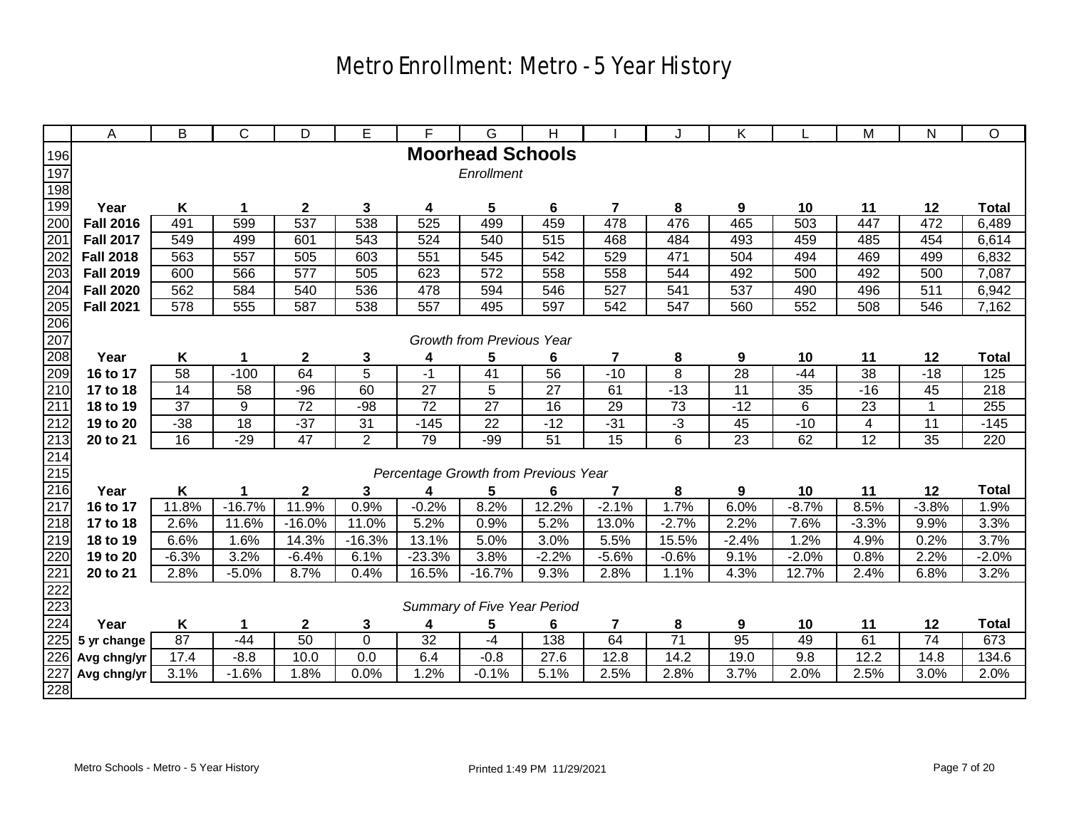# Metro Enrollment: Metro - 5 Year History

## Moorhead Schools

*Enrollment*

| Year | K | 1 | 2 | 3 | 4 | 5 | 6 | 7 | 8 | 9 | 10 | 11 | 12 | Total |
|---|---|---|---|---|---|---|---|---|---|---|---|---|---|---|
| **Fall 2016** | 491 | 599 | 537 | 538 | 525 | 499 | 459 | 478 | 476 | 465 | 503 | 447 | 472 | 6,489 |
| **Fall 2017** | 549 | 499 | 601 | 543 | 524 | 540 | 515 | 468 | 484 | 493 | 459 | 485 | 454 | 6,614 |
| **Fall 2018** | 563 | 557 | 505 | 603 | 551 | 545 | 542 | 529 | 471 | 504 | 494 | 469 | 499 | 6,832 |
| **Fall 2019** | 600 | 566 | 577 | 505 | 623 | 572 | 558 | 558 | 544 | 492 | 500 | 492 | 500 | 7,087 |
| **Fall 2020** | 562 | 584 | 540 | 536 | 478 | 594 | 546 | 527 | 541 | 537 | 490 | 496 | 511 | 6,942 |
| **Fall 2021** | 578 | 555 | 587 | 538 | 557 | 495 | 597 | 542 | 547 | 560 | 552 | 508 | 546 | 7,162 |

*Growth from Previous Year*

| Year | K | 1 | 2 | 3 | 4 | 5 | 6 | 7 | 8 | 9 | 10 | 11 | 12 | Total |
|---|---|---|---|---|---|---|---|---|---|---|---|---|---|---|
| **16 to 17** | 58 | -100 | 64 | 5 | -1 | 41 | 56 | -10 | 8 | 28 | -44 | 38 | -18 | 125 |
| **17 to 18** | 14 | 58 | -96 | 60 | 27 | 5 | 27 | 61 | -13 | 11 | 35 | -16 | 45 | 218 |
| **18 to 19** | 37 | 9 | 72 | -98 | 72 | 27 | 16 | 29 | 73 | -12 | 6 | 23 | 1 | 255 |
| **19 to 20** | -38 | 18 | -37 | 31 | -145 | 22 | -12 | -31 | -3 | 45 | -10 | 4 | 11 | -145 |
| **20 to 21** | 16 | -29 | 47 | 2 | 79 | -99 | 51 | 15 | 6 | 23 | 62 | 12 | 35 | 220 |

*Percentage Growth from Previous Year*

| Year | K | 1 | 2 | 3 | 4 | 5 | 6 | 7 | 8 | 9 | 10 | 11 | 12 | Total |
|---|---|---|---|---|---|---|---|---|---|---|---|---|---|---|
| **16 to 17** | 11.8% | -16.7% | 11.9% | 0.9% | -0.2% | 8.2% | 12.2% | -2.1% | 1.7% | 6.0% | -8.7% | 8.5% | -3.8% | 1.9% |
| **17 to 18** | 2.6% | 11.6% | -16.0% | 11.0% | 5.2% | 0.9% | 5.2% | 13.0% | -2.7% | 2.2% | 7.6% | -3.3% | 9.9% | 3.3% |
| **18 to 19** | 6.6% | 1.6% | 14.3% | -16.3% | 13.1% | 5.0% | 3.0% | 5.5% | 15.5% | -2.4% | 1.2% | 4.9% | 0.2% | 3.7% |
| **19 to 20** | -6.3% | 3.2% | -6.4% | 6.1% | -23.3% | 3.8% | -2.2% | -5.6% | -0.6% | 9.1% | -2.0% | 0.8% | 2.2% | -2.0% |
| **20 to 21** | 2.8% | -5.0% | 8.7% | 0.4% | 16.5% | -16.7% | 9.3% | 2.8% | 1.1% | 4.3% | 12.7% | 2.4% | 6.8% | 3.2% |

*Summary of Five Year Period*

| Year | K | 1 | 2 | 3 | 4 | 5 | 6 | 7 | 8 | 9 | 10 | 11 | 12 | Total |
|---|---|---|---|---|---|---|---|---|---|---|---|---|---|---|
| **5 yr change** | 87 | -44 | 50 | 0 | 32 | -4 | 138 | 64 | 71 | 95 | 49 | 61 | 74 | 673 |
| **Avg chng/yr** | 17.4 | -8.8 | 10.0 | 0.0 | 6.4 | -0.8 | 27.6 | 12.8 | 14.2 | 19.0 | 9.8 | 12.2 | 14.8 | 134.6 |
| **Avg chng/yr** | 3.1% | -1.6% | 1.8% | 0.0% | 1.2% | -0.1% | 5.1% | 2.5% | 2.8% | 3.7% | 2.0% | 2.5% | 3.0% | 2.0% |

Metro Schools - Metro - 5 Year History

Printed 1:49 PM 11/29/2021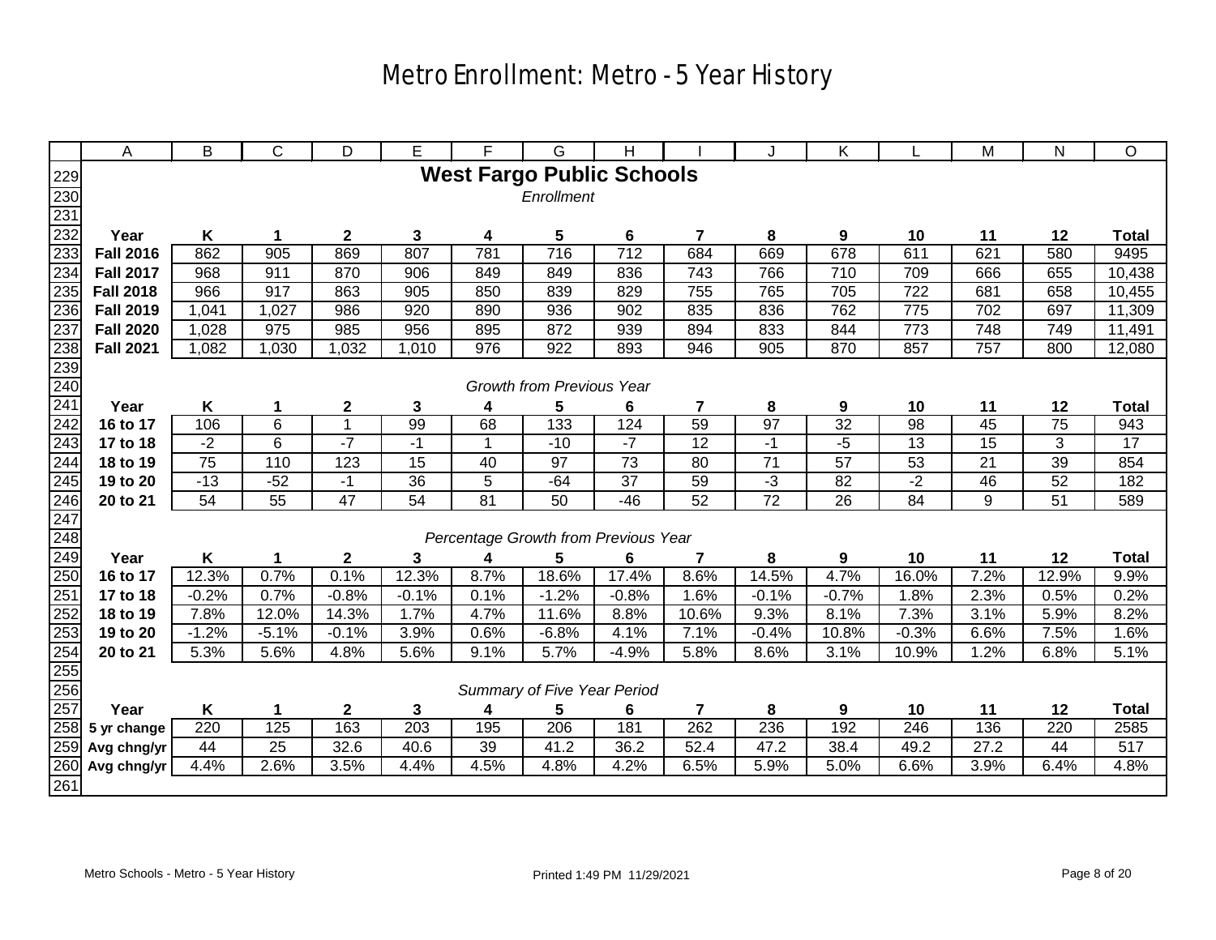# Metro Enrollment: Metro - 5 Year History

## West Fargo Public Schools

*Enrollment*

| Year | K | 1 | 2 | 3 | 4 | 5 | 6 | 7 | 8 | 9 | 10 | 11 | 12 | Total |
|---|---|---|---|---|---|---|---|---|---|---|---|---|---|---|
| Fall 2016 | 862 | 905 | 869 | 807 | 781 | 716 | 712 | 684 | 669 | 678 | 611 | 621 | 580 | 9495 |
| Fall 2017 | 968 | 911 | 870 | 906 | 849 | 849 | 836 | 743 | 766 | 710 | 709 | 666 | 655 | 10,438 |
| Fall 2018 | 966 | 917 | 863 | 905 | 850 | 839 | 829 | 755 | 765 | 705 | 722 | 681 | 658 | 10,455 |
| Fall 2019 | 1,041 | 1,027 | 986 | 920 | 890 | 936 | 902 | 835 | 836 | 762 | 775 | 702 | 697 | 11,309 |
| Fall 2020 | 1,028 | 975 | 985 | 956 | 895 | 872 | 939 | 894 | 833 | 844 | 773 | 748 | 749 | 11,491 |
| Fall 2021 | 1,082 | 1,030 | 1,032 | 1,010 | 976 | 922 | 893 | 946 | 905 | 870 | 857 | 757 | 800 | 12,080 |

*Growth from Previous Year*

| Year | K | 1 | 2 | 3 | 4 | 5 | 6 | 7 | 8 | 9 | 10 | 11 | 12 | Total |
|---|---|---|---|---|---|---|---|---|---|---|---|---|---|---|
| 16 to 17 | 106 | 6 | 1 | 99 | 68 | 133 | 124 | 59 | 97 | 32 | 98 | 45 | 75 | 943 |
| 17 to 18 | -2 | 6 | -7 | -1 | 1 | -10 | -7 | 12 | -1 | -5 | 13 | 15 | 3 | 17 |
| 18 to 19 | 75 | 110 | 123 | 15 | 40 | 97 | 73 | 80 | 71 | 57 | 53 | 21 | 39 | 854 |
| 19 to 20 | -13 | -52 | -1 | 36 | 5 | -64 | 37 | 59 | -3 | 82 | -2 | 46 | 52 | 182 |
| 20 to 21 | 54 | 55 | 47 | 54 | 81 | 50 | -46 | 52 | 72 | 26 | 84 | 9 | 51 | 589 |

*Percentage Growth from Previous Year*

| Year | K | 1 | 2 | 3 | 4 | 5 | 6 | 7 | 8 | 9 | 10 | 11 | 12 | Total |
|---|---|---|---|---|---|---|---|---|---|---|---|---|---|---|
| 16 to 17 | 12.3% | 0.7% | 0.1% | 12.3% | 8.7% | 18.6% | 17.4% | 8.6% | 14.5% | 4.7% | 16.0% | 7.2% | 12.9% | 9.9% |
| 17 to 18 | -0.2% | 0.7% | -0.8% | -0.1% | 0.1% | -1.2% | -0.8% | 1.6% | -0.1% | -0.7% | 1.8% | 2.3% | 0.5% | 0.2% |
| 18 to 19 | 7.8% | 12.0% | 14.3% | 1.7% | 4.7% | 11.6% | 8.8% | 10.6% | 9.3% | 8.1% | 7.3% | 3.1% | 5.9% | 8.2% |
| 19 to 20 | -1.2% | -5.1% | -0.1% | 3.9% | 0.6% | -6.8% | 4.1% | 7.1% | -0.4% | 10.8% | -0.3% | 6.6% | 7.5% | 1.6% |
| 20 to 21 | 5.3% | 5.6% | 4.8% | 5.6% | 9.1% | 5.7% | -4.9% | 5.8% | 8.6% | 3.1% | 10.9% | 1.2% | 6.8% | 5.1% |

*Summary of Five Year Period*

| Year | K | 1 | 2 | 3 | 4 | 5 | 6 | 7 | 8 | 9 | 10 | 11 | 12 | Total |
|---|---|---|---|---|---|---|---|---|---|---|---|---|---|---|
| 5 yr change | 220 | 125 | 163 | 203 | 195 | 206 | 181 | 262 | 236 | 192 | 246 | 136 | 220 | 2585 |
| Avg chng/yr | 44 | 25 | 32.6 | 40.6 | 39 | 41.2 | 36.2 | 52.4 | 47.2 | 38.4 | 49.2 | 27.2 | 44 | 517 |
| Avg chng/yr | 4.4% | 2.6% | 3.5% | 4.4% | 4.5% | 4.8% | 4.2% | 6.5% | 5.9% | 5.0% | 6.6% | 3.9% | 6.4% | 4.8% |

Metro Schools - Metro - 5 Year History

Printed 1:49 PM 11/29/2021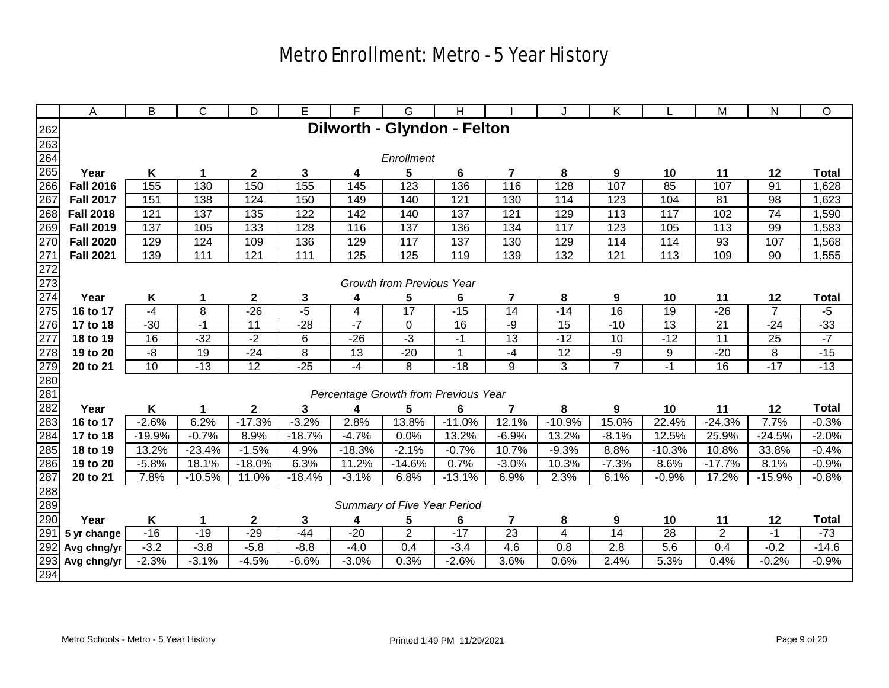# Metro Enrollment: Metro - 5 Year History

## Dilworth - Glyndon - Felton

*Enrollment*

| Year | K | 1 | 2 | 3 | 4 | 5 | 6 | 7 | 8 | 9 | 10 | 11 | 12 | Total |
|---|---|---|---|---|---|---|---|---|---|---|---|---|---|---|
| **Fall 2016** | 155 | 130 | 150 | 155 | 145 | 123 | 136 | 116 | 128 | 107 | 85 | 107 | 91 | 1,628 |
| **Fall 2017** | 151 | 138 | 124 | 150 | 149 | 140 | 121 | 130 | 114 | 123 | 104 | 81 | 98 | 1,623 |
| **Fall 2018** | 121 | 137 | 135 | 122 | 142 | 140 | 137 | 121 | 129 | 113 | 117 | 102 | 74 | 1,590 |
| **Fall 2019** | 137 | 105 | 133 | 128 | 116 | 137 | 136 | 134 | 117 | 123 | 105 | 113 | 99 | 1,583 |
| **Fall 2020** | 129 | 124 | 109 | 136 | 129 | 117 | 137 | 130 | 129 | 114 | 114 | 93 | 107 | 1,568 |
| **Fall 2021** | 139 | 111 | 121 | 111 | 125 | 125 | 119 | 139 | 132 | 121 | 113 | 109 | 90 | 1,555 |

*Growth from Previous Year*

| Year | K | 1 | 2 | 3 | 4 | 5 | 6 | 7 | 8 | 9 | 10 | 11 | 12 | Total |
|---|---|---|---|---|---|---|---|---|---|---|---|---|---|---|
| **16 to 17** | -4 | 8 | -26 | -5 | 4 | 17 | -15 | 14 | -14 | 16 | 19 | -26 | 7 | -5 |
| **17 to 18** | -30 | -1 | 11 | -28 | -7 | 0 | 16 | -9 | 15 | -10 | 13 | 21 | -24 | -33 |
| **18 to 19** | 16 | -32 | -2 | 6 | -26 | -3 | -1 | 13 | -12 | 10 | -12 | 11 | 25 | -7 |
| **19 to 20** | -8 | 19 | -24 | 8 | 13 | -20 | 1 | -4 | 12 | -9 | 9 | -20 | 8 | -15 |
| **20 to 21** | 10 | -13 | 12 | -25 | -4 | 8 | -18 | 9 | 3 | 7 | -1 | 16 | -17 | -13 |

*Percentage Growth from Previous Year*

| Year | K | 1 | 2 | 3 | 4 | 5 | 6 | 7 | 8 | 9 | 10 | 11 | 12 | Total |
|---|---|---|---|---|---|---|---|---|---|---|---|---|---|---|
| **16 to 17** | -2.6% | 6.2% | -17.3% | -3.2% | 2.8% | 13.8% | -11.0% | 12.1% | -10.9% | 15.0% | 22.4% | -24.3% | 7.7% | -0.3% |
| **17 to 18** | -19.9% | -0.7% | 8.9% | -18.7% | -4.7% | 0.0% | 13.2% | -6.9% | 13.2% | -8.1% | 12.5% | 25.9% | -24.5% | -2.0% |
| **18 to 19** | 13.2% | -23.4% | -1.5% | 4.9% | -18.3% | -2.1% | -0.7% | 10.7% | -9.3% | 8.8% | -10.3% | 10.8% | 33.8% | -0.4% |
| **19 to 20** | -5.8% | 18.1% | -18.0% | 6.3% | 11.2% | -14.6% | 0.7% | -3.0% | 10.3% | -7.3% | 8.6% | -17.7% | 8.1% | -0.9% |
| **20 to 21** | 7.8% | -10.5% | 11.0% | -18.4% | -3.1% | 6.8% | -13.1% | 6.9% | 2.3% | 6.1% | -0.9% | 17.2% | -15.9% | -0.8% |

*Summary of Five Year Period*

| Year | K | 1 | 2 | 3 | 4 | 5 | 6 | 7 | 8 | 9 | 10 | 11 | 12 | Total |
|---|---|---|---|---|---|---|---|---|---|---|---|---|---|---|
| **5 yr change** | -16 | -19 | -29 | -44 | -20 | 2 | -17 | 23 | 4 | 14 | 28 | 2 | -1 | -73 |
| **Avg chng/yr** | -3.2 | -3.8 | -5.8 | -8.8 | -4.0 | 0.4 | -3.4 | 4.6 | 0.8 | 2.8 | 5.6 | 0.4 | -0.2 | -14.6 |
| **Avg chng/yr** | -2.3% | -3.1% | -4.5% | -6.6% | -3.0% | 0.3% | -2.6% | 3.6% | 0.6% | 2.4% | 5.3% | 0.4% | -0.2% | -0.9% |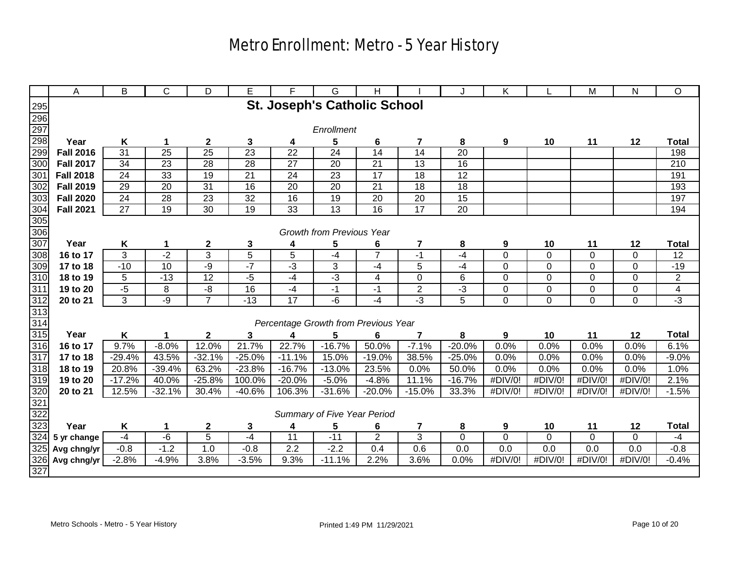# Metro Enrollment: Metro - 5 Year History

## St. Joseph's Catholic School

*Enrollment*

| Year | K | 1 | 2 | 3 | 4 | 5 | 6 | 7 | 8 | 9 | 10 | 11 | 12 | Total |
|---|---|---|---|---|---|---|---|---|---|---|---|---|---|---|
| **Fall 2016** | 31 | 25 | 25 | 23 | 22 | 24 | 14 | 14 | 20 | | | | | 198 |
| **Fall 2017** | 34 | 23 | 28 | 28 | 27 | 20 | 21 | 13 | 16 | | | | | 210 |
| **Fall 2018** | 24 | 33 | 19 | 21 | 24 | 23 | 17 | 18 | 12 | | | | | 191 |
| **Fall 2019** | 29 | 20 | 31 | 16 | 20 | 20 | 21 | 18 | 18 | | | | | 193 |
| **Fall 2020** | 24 | 28 | 23 | 32 | 16 | 19 | 20 | 20 | 15 | | | | | 197 |
| **Fall 2021** | 27 | 19 | 30 | 19 | 33 | 13 | 16 | 17 | 20 | | | | | 194 |

*Growth from Previous Year*

| Year | K | 1 | 2 | 3 | 4 | 5 | 6 | 7 | 8 | 9 | 10 | 11 | 12 | Total |
|---|---|---|---|---|---|---|---|---|---|---|---|---|---|---|
| **16 to 17** | 3 | -2 | 3 | 5 | 5 | -4 | 7 | -1 | -4 | 0 | 0 | 0 | 0 | 12 |
| **17 to 18** | -10 | 10 | -9 | -7 | -3 | 3 | -4 | 5 | -4 | 0 | 0 | 0 | 0 | -19 |
| **18 to 19** | 5 | -13 | 12 | -5 | -4 | -3 | 4 | 0 | 6 | 0 | 0 | 0 | 0 | 2 |
| **19 to 20** | -5 | 8 | -8 | 16 | -4 | -1 | -1 | 2 | -3 | 0 | 0 | 0 | 0 | 4 |
| **20 to 21** | 3 | -9 | 7 | -13 | 17 | -6 | -4 | -3 | 5 | 0 | 0 | 0 | 0 | -3 |

*Percentage Growth from Previous Year*

| Year | K | 1 | 2 | 3 | 4 | 5 | 6 | 7 | 8 | 9 | 10 | 11 | 12 | Total |
|---|---|---|---|---|---|---|---|---|---|---|---|---|---|---|
| **16 to 17** | 9.7% | -8.0% | 12.0% | 21.7% | 22.7% | -16.7% | 50.0% | -7.1% | -20.0% | 0.0% | 0.0% | 0.0% | 0.0% | 6.1% |
| **17 to 18** | -29.4% | 43.5% | -32.1% | -25.0% | -11.1% | 15.0% | -19.0% | 38.5% | -25.0% | 0.0% | 0.0% | 0.0% | 0.0% | -9.0% |
| **18 to 19** | 20.8% | -39.4% | 63.2% | -23.8% | -16.7% | -13.0% | 23.5% | 0.0% | 50.0% | 0.0% | 0.0% | 0.0% | 0.0% | 1.0% |
| **19 to 20** | -17.2% | 40.0% | -25.8% | 100.0% | -20.0% | -5.0% | -4.8% | 11.1% | -16.7% | #DIV/0! | #DIV/0! | #DIV/0! | #DIV/0! | 2.1% |
| **20 to 21** | 12.5% | -32.1% | 30.4% | -40.6% | 106.3% | -31.6% | -20.0% | -15.0% | 33.3% | #DIV/0! | #DIV/0! | #DIV/0! | #DIV/0! | -1.5% |

*Summary of Five Year Period*

| Year | K | 1 | 2 | 3 | 4 | 5 | 6 | 7 | 8 | 9 | 10 | 11 | 12 | Total |
|---|---|---|---|---|---|---|---|---|---|---|---|---|---|---|
| **5 yr change** | -4 | -6 | 5 | -4 | 11 | -11 | 2 | 3 | 0 | 0 | 0 | 0 | 0 | -4 |
| **Avg chng/yr** | -0.8 | -1.2 | 1.0 | -0.8 | 2.2 | -2.2 | 0.4 | 0.6 | 0.0 | 0.0 | 0.0 | 0.0 | 0.0 | -0.8 |
| **Avg chng/yr** | -2.8% | -4.9% | 3.8% | -3.5% | 9.3% | -11.1% | 2.2% | 3.6% | 0.0% | #DIV/0! | #DIV/0! | #DIV/0! | #DIV/0! | -0.4% |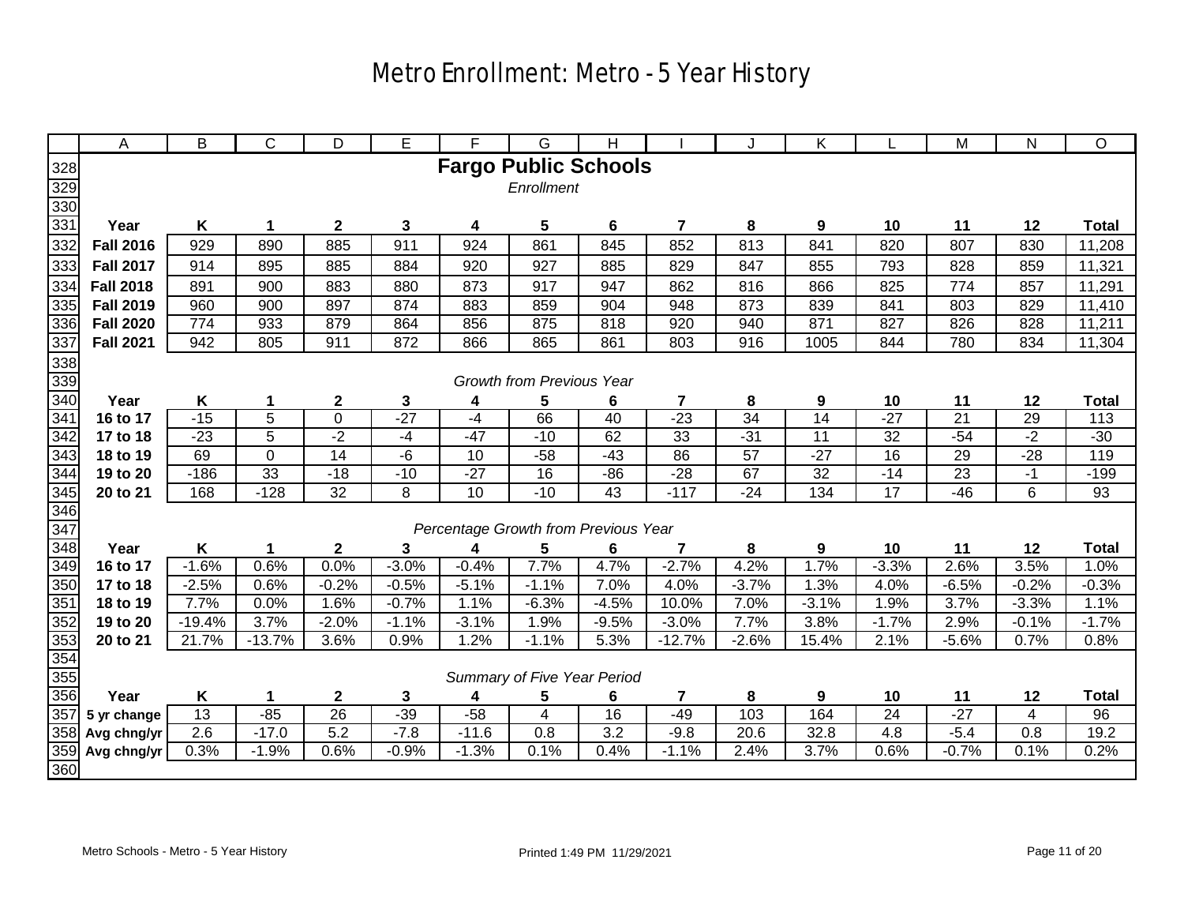# Metro Enrollment: Metro - 5 Year History

## Fargo Public Schools

*Enrollment*

| Year | K | 1 | 2 | 3 | 4 | 5 | 6 | 7 | 8 | 9 | 10 | 11 | 12 | Total |
|---|---|---|---|---|---|---|---|---|---|---|---|---|---|---|
| Fall 2016 | 929 | 890 | 885 | 911 | 924 | 861 | 845 | 852 | 813 | 841 | 820 | 807 | 830 | 11,208 |
| Fall 2017 | 914 | 895 | 885 | 884 | 920 | 927 | 885 | 829 | 847 | 855 | 793 | 828 | 859 | 11,321 |
| Fall 2018 | 891 | 900 | 883 | 880 | 873 | 917 | 947 | 862 | 816 | 866 | 825 | 774 | 857 | 11,291 |
| Fall 2019 | 960 | 900 | 897 | 874 | 883 | 859 | 904 | 948 | 873 | 839 | 841 | 803 | 829 | 11,410 |
| Fall 2020 | 774 | 933 | 879 | 864 | 856 | 875 | 818 | 920 | 940 | 871 | 827 | 826 | 828 | 11,211 |
| Fall 2021 | 942 | 805 | 911 | 872 | 866 | 865 | 861 | 803 | 916 | 1005 | 844 | 780 | 834 | 11,304 |

*Growth from Previous Year*

| Year | K | 1 | 2 | 3 | 4 | 5 | 6 | 7 | 8 | 9 | 10 | 11 | 12 | Total |
|---|---|---|---|---|---|---|---|---|---|---|---|---|---|---|
| 16 to 17 | -15 | 5 | 0 | -27 | -4 | 66 | 40 | -23 | 34 | 14 | -27 | 21 | 29 | 113 |
| 17 to 18 | -23 | 5 | -2 | -4 | -47 | -10 | 62 | 33 | -31 | 11 | 32 | -54 | -2 | -30 |
| 18 to 19 | 69 | 0 | 14 | -6 | 10 | -58 | -43 | 86 | 57 | -27 | 16 | 29 | -28 | 119 |
| 19 to 20 | -186 | 33 | -18 | -10 | -27 | 16 | -86 | -28 | 67 | 32 | -14 | 23 | -1 | -199 |
| 20 to 21 | 168 | -128 | 32 | 8 | 10 | -10 | 43 | -117 | -24 | 134 | 17 | -46 | 6 | 93 |

*Percentage Growth from Previous Year*

| Year | K | 1 | 2 | 3 | 4 | 5 | 6 | 7 | 8 | 9 | 10 | 11 | 12 | Total |
|---|---|---|---|---|---|---|---|---|---|---|---|---|---|---|
| 16 to 17 | -1.6% | 0.6% | 0.0% | -3.0% | -0.4% | 7.7% | 4.7% | -2.7% | 4.2% | 1.7% | -3.3% | 2.6% | 3.5% | 1.0% |
| 17 to 18 | -2.5% | 0.6% | -0.2% | -0.5% | -5.1% | -1.1% | 7.0% | 4.0% | -3.7% | 1.3% | 4.0% | -6.5% | -0.2% | -0.3% |
| 18 to 19 | 7.7% | 0.0% | 1.6% | -0.7% | 1.1% | -6.3% | -4.5% | 10.0% | 7.0% | -3.1% | 1.9% | 3.7% | -3.3% | 1.1% |
| 19 to 20 | -19.4% | 3.7% | -2.0% | -1.1% | -3.1% | 1.9% | -9.5% | -3.0% | 7.7% | 3.8% | -1.7% | 2.9% | -0.1% | -1.7% |
| 20 to 21 | 21.7% | -13.7% | 3.6% | 0.9% | 1.2% | -1.1% | 5.3% | -12.7% | -2.6% | 15.4% | 2.1% | -5.6% | 0.7% | 0.8% |

*Summary of Five Year Period*

| Year | K | 1 | 2 | 3 | 4 | 5 | 6 | 7 | 8 | 9 | 10 | 11 | 12 | Total |
|---|---|---|---|---|---|---|---|---|---|---|---|---|---|---|
| 5 yr change | 13 | -85 | 26 | -39 | -58 | 4 | 16 | -49 | 103 | 164 | 24 | -27 | 4 | 96 |
| Avg chng/yr | 2.6 | -17.0 | 5.2 | -7.8 | -11.6 | 0.8 | 3.2 | -9.8 | 20.6 | 32.8 | 4.8 | -5.4 | 0.8 | 19.2 |
| Avg chng/yr | 0.3% | -1.9% | 0.6% | -0.9% | -1.3% | 0.1% | 0.4% | -1.1% | 2.4% | 3.7% | 0.6% | -0.7% | 0.1% | 0.2% |

Metro Schools - Metro - 5 Year History Printed 1:49 PM 11/29/2021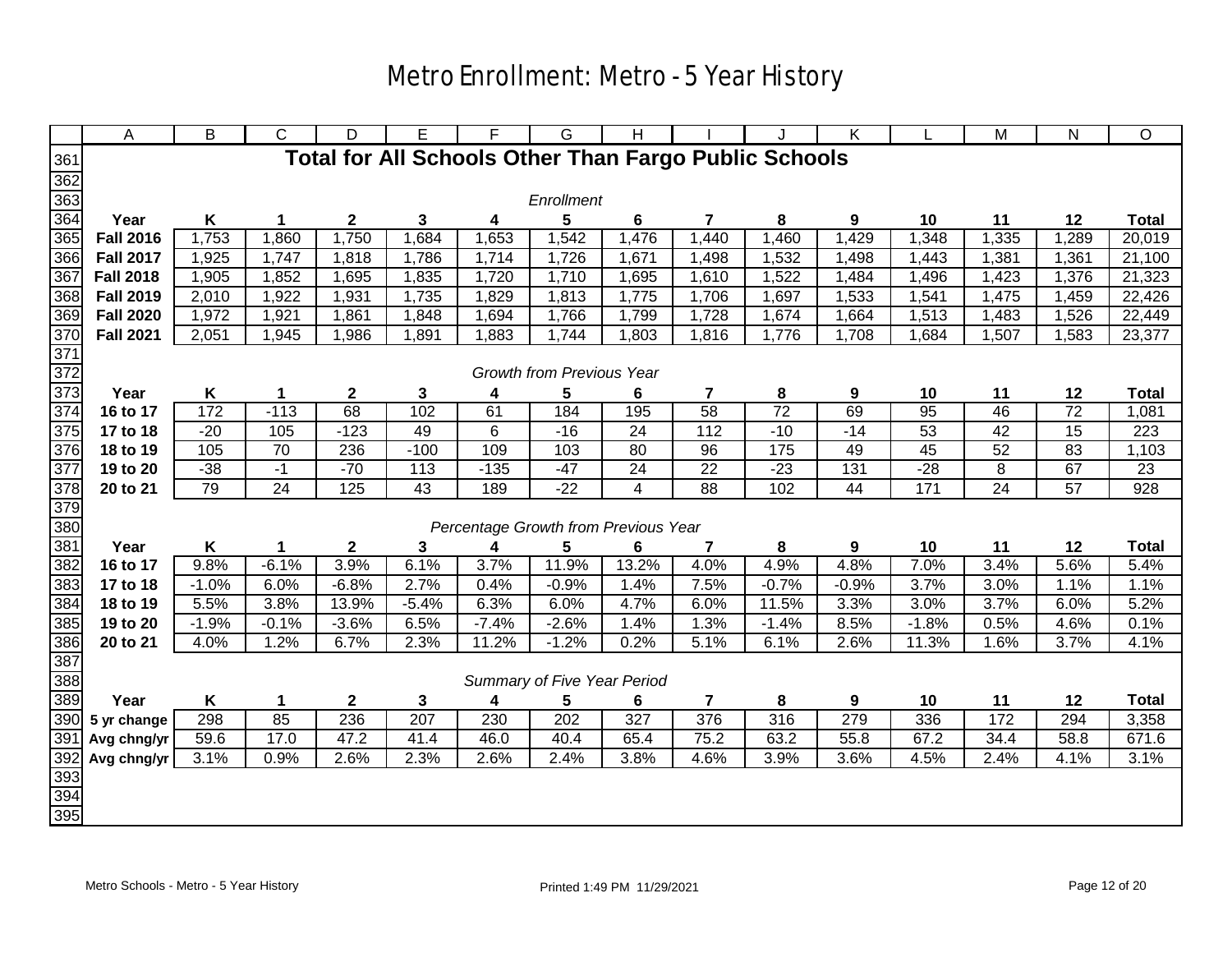# Metro Enrollment: Metro - 5 Year History

## Total for All Schools Other Than Fargo Public Schools

*Enrollment*

| Year | K | 1 | 2 | 3 | 4 | 5 | 6 | 7 | 8 | 9 | 10 | 11 | 12 | Total |
|---|---|---|---|---|---|---|---|---|---|---|---|---|---|---|
| **Fall 2016** | 1,753 | 1,860 | 1,750 | 1,684 | 1,653 | 1,542 | 1,476 | 1,440 | 1,460 | 1,429 | 1,348 | 1,335 | 1,289 | 20,019 |
| **Fall 2017** | 1,925 | 1,747 | 1,818 | 1,786 | 1,714 | 1,726 | 1,671 | 1,498 | 1,532 | 1,498 | 1,443 | 1,381 | 1,361 | 21,100 |
| **Fall 2018** | 1,905 | 1,852 | 1,695 | 1,835 | 1,720 | 1,710 | 1,695 | 1,610 | 1,522 | 1,484 | 1,496 | 1,423 | 1,376 | 21,323 |
| **Fall 2019** | 2,010 | 1,922 | 1,931 | 1,735 | 1,829 | 1,813 | 1,775 | 1,706 | 1,697 | 1,533 | 1,541 | 1,475 | 1,459 | 22,426 |
| **Fall 2020** | 1,972 | 1,921 | 1,861 | 1,848 | 1,694 | 1,766 | 1,799 | 1,728 | 1,674 | 1,664 | 1,513 | 1,483 | 1,526 | 22,449 |
| **Fall 2021** | 2,051 | 1,945 | 1,986 | 1,891 | 1,883 | 1,744 | 1,803 | 1,816 | 1,776 | 1,708 | 1,684 | 1,507 | 1,583 | 23,377 |

*Growth from Previous Year*

| Year | K | 1 | 2 | 3 | 4 | 5 | 6 | 7 | 8 | 9 | 10 | 11 | 12 | Total |
|---|---|---|---|---|---|---|---|---|---|---|---|---|---|---|
| **16 to 17** | 172 | -113 | 68 | 102 | 61 | 184 | 195 | 58 | 72 | 69 | 95 | 46 | 72 | 1,081 |
| **17 to 18** | -20 | 105 | -123 | 49 | 6 | -16 | 24 | 112 | -10 | -14 | 53 | 42 | 15 | 223 |
| **18 to 19** | 105 | 70 | 236 | -100 | 109 | 103 | 80 | 96 | 175 | 49 | 45 | 52 | 83 | 1,103 |
| **19 to 20** | -38 | -1 | -70 | 113 | -135 | -47 | 24 | 22 | -23 | 131 | -28 | 8 | 67 | 23 |
| **20 to 21** | 79 | 24 | 125 | 43 | 189 | -22 | 4 | 88 | 102 | 44 | 171 | 24 | 57 | 928 |

*Percentage Growth from Previous Year*

| Year | K | 1 | 2 | 3 | 4 | 5 | 6 | 7 | 8 | 9 | 10 | 11 | 12 | Total |
|---|---|---|---|---|---|---|---|---|---|---|---|---|---|---|
| **16 to 17** | 9.8% | -6.1% | 3.9% | 6.1% | 3.7% | 11.9% | 13.2% | 4.0% | 4.9% | 4.8% | 7.0% | 3.4% | 5.6% | 5.4% |
| **17 to 18** | -1.0% | 6.0% | -6.8% | 2.7% | 0.4% | -0.9% | 1.4% | 7.5% | -0.7% | -0.9% | 3.7% | 3.0% | 1.1% | 1.1% |
| **18 to 19** | 5.5% | 3.8% | 13.9% | -5.4% | 6.3% | 6.0% | 4.7% | 6.0% | 11.5% | 3.3% | 3.0% | 3.7% | 6.0% | 5.2% |
| **19 to 20** | -1.9% | -0.1% | -3.6% | 6.5% | -7.4% | -2.6% | 1.4% | 1.3% | -1.4% | 8.5% | -1.8% | 0.5% | 4.6% | 0.1% |
| **20 to 21** | 4.0% | 1.2% | 6.7% | 2.3% | 11.2% | -1.2% | 0.2% | 5.1% | 6.1% | 2.6% | 11.3% | 1.6% | 3.7% | 4.1% |

*Summary of Five Year Period*

| Year | K | 1 | 2 | 3 | 4 | 5 | 6 | 7 | 8 | 9 | 10 | 11 | 12 | Total |
|---|---|---|---|---|---|---|---|---|---|---|---|---|---|---|
| **5 yr change** | 298 | 85 | 236 | 207 | 230 | 202 | 327 | 376 | 316 | 279 | 336 | 172 | 294 | 3,358 |
| **Avg chng/yr** | 59.6 | 17.0 | 47.2 | 41.4 | 46.0 | 40.4 | 65.4 | 75.2 | 63.2 | 55.8 | 67.2 | 34.4 | 58.8 | 671.6 |
| **Avg chng/yr** | 3.1% | 0.9% | 2.6% | 2.3% | 2.6% | 2.4% | 3.8% | 4.6% | 3.9% | 3.6% | 4.5% | 2.4% | 4.1% | 3.1% |

Metro Schools - Metro - 5 Year History

Printed 1:49 PM 11/29/2021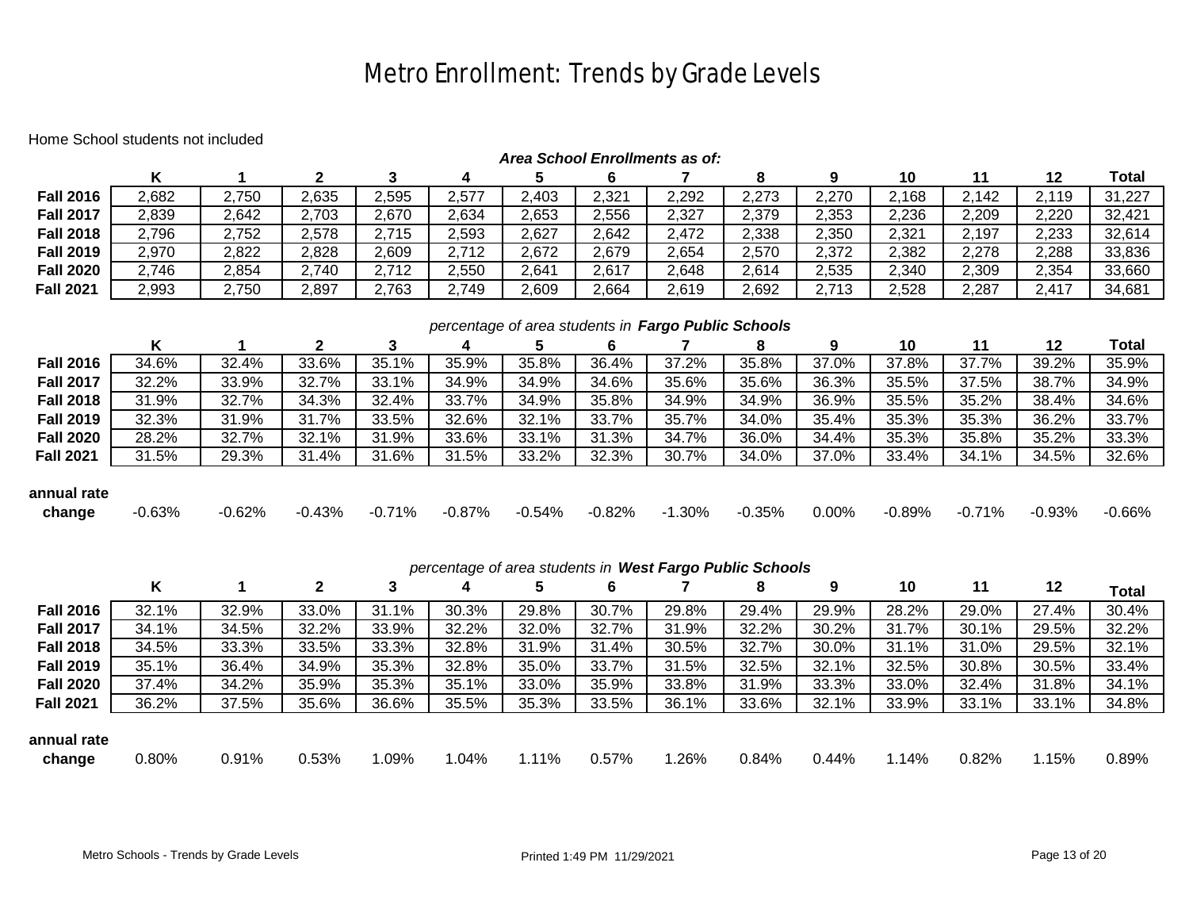# Metro Enrollment: Trends by Grade Levels

Home School students not included

***Area School Enrollments as of:***

| | K | 1 | 2 | 3 | 4 | 5 | 6 | 7 | 8 | 9 | 10 | 11 | 12 | Total |
|---|---|---|---|---|---|---|---|---|---|---|---|---|---|---|
| **Fall 2016** | 2,682 | 2,750 | 2,635 | 2,595 | 2,577 | 2,403 | 2,321 | 2,292 | 2,273 | 2,270 | 2,168 | 2,142 | 2,119 | 31,227 |
| **Fall 2017** | 2,839 | 2,642 | 2,703 | 2,670 | 2,634 | 2,653 | 2,556 | 2,327 | 2,379 | 2,353 | 2,236 | 2,209 | 2,220 | 32,421 |
| **Fall 2018** | 2,796 | 2,752 | 2,578 | 2,715 | 2,593 | 2,627 | 2,642 | 2,472 | 2,338 | 2,350 | 2,321 | 2,197 | 2,233 | 32,614 |
| **Fall 2019** | 2,970 | 2,822 | 2,828 | 2,609 | 2,712 | 2,672 | 2,679 | 2,654 | 2,570 | 2,372 | 2,382 | 2,278 | 2,288 | 33,836 |
| **Fall 2020** | 2,746 | 2,854 | 2,740 | 2,712 | 2,550 | 2,641 | 2,617 | 2,648 | 2,614 | 2,535 | 2,340 | 2,309 | 2,354 | 33,660 |
| **Fall 2021** | 2,993 | 2,750 | 2,897 | 2,763 | 2,749 | 2,609 | 2,664 | 2,619 | 2,692 | 2,713 | 2,528 | 2,287 | 2,417 | 34,681 |

*percentage of area students in* ***Fargo Public Schools***

| | K | 1 | 2 | 3 | 4 | 5 | 6 | 7 | 8 | 9 | 10 | 11 | 12 | Total |
|---|---|---|---|---|---|---|---|---|---|---|---|---|---|---|
| **Fall 2016** | 34.6% | 32.4% | 33.6% | 35.1% | 35.9% | 35.8% | 36.4% | 37.2% | 35.8% | 37.0% | 37.8% | 37.7% | 39.2% | 35.9% |
| **Fall 2017** | 32.2% | 33.9% | 32.7% | 33.1% | 34.9% | 34.9% | 34.6% | 35.6% | 35.6% | 36.3% | 35.5% | 37.5% | 38.7% | 34.9% |
| **Fall 2018** | 31.9% | 32.7% | 34.3% | 32.4% | 33.7% | 34.9% | 35.8% | 34.9% | 34.9% | 36.9% | 35.5% | 35.2% | 38.4% | 34.6% |
| **Fall 2019** | 32.3% | 31.9% | 31.7% | 33.5% | 32.6% | 32.1% | 33.7% | 35.7% | 34.0% | 35.4% | 35.3% | 35.3% | 36.2% | 33.7% |
| **Fall 2020** | 28.2% | 32.7% | 32.1% | 31.9% | 33.6% | 33.1% | 31.3% | 34.7% | 36.0% | 34.4% | 35.3% | 35.8% | 35.2% | 33.3% |
| **Fall 2021** | 31.5% | 29.3% | 31.4% | 31.6% | 31.5% | 33.2% | 32.3% | 30.7% | 34.0% | 37.0% | 33.4% | 34.1% | 34.5% | 32.6% |
| **annual rate change** | -0.63% | -0.62% | -0.43% | -0.71% | -0.87% | -0.54% | -0.82% | -1.30% | -0.35% | 0.00% | -0.89% | -0.71% | -0.93% | -0.66% |

*percentage of area students in* ***West Fargo Public Schools***

| | K | 1 | 2 | 3 | 4 | 5 | 6 | 7 | 8 | 9 | 10 | 11 | 12 | Total |
|---|---|---|---|---|---|---|---|---|---|---|---|---|---|---|
| **Fall 2016** | 32.1% | 32.9% | 33.0% | 31.1% | 30.3% | 29.8% | 30.7% | 29.8% | 29.4% | 29.9% | 28.2% | 29.0% | 27.4% | 30.4% |
| **Fall 2017** | 34.1% | 34.5% | 32.2% | 33.9% | 32.2% | 32.0% | 32.7% | 31.9% | 32.2% | 30.2% | 31.7% | 30.1% | 29.5% | 32.2% |
| **Fall 2018** | 34.5% | 33.3% | 33.5% | 33.3% | 32.8% | 31.9% | 31.4% | 30.5% | 32.7% | 30.0% | 31.1% | 31.0% | 29.5% | 32.1% |
| **Fall 2019** | 35.1% | 36.4% | 34.9% | 35.3% | 32.8% | 35.0% | 33.7% | 31.5% | 32.5% | 32.1% | 32.5% | 30.8% | 30.5% | 33.4% |
| **Fall 2020** | 37.4% | 34.2% | 35.9% | 35.3% | 35.1% | 33.0% | 35.9% | 33.8% | 31.9% | 33.3% | 33.0% | 32.4% | 31.8% | 34.1% |
| **Fall 2021** | 36.2% | 37.5% | 35.6% | 36.6% | 35.5% | 35.3% | 33.5% | 36.1% | 33.6% | 32.1% | 33.9% | 33.1% | 33.1% | 34.8% |
| **annual rate change** | 0.80% | 0.91% | 0.53% | 1.09% | 1.04% | 1.11% | 0.57% | 1.26% | 0.84% | 0.44% | 1.14% | 0.82% | 1.15% | 0.89% |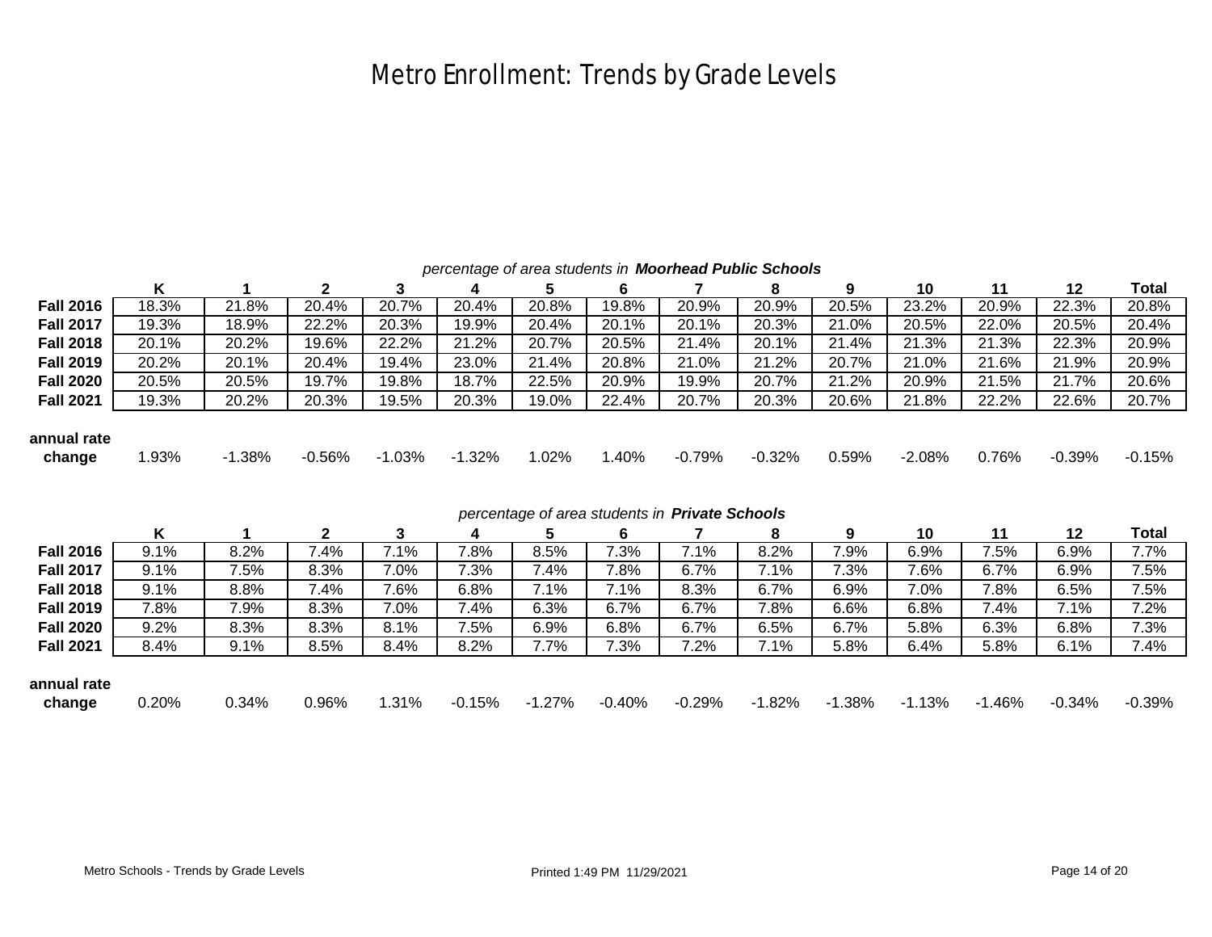# Metro Enrollment: Trends by Grade Levels

*percentage of area students in* ***Moorhead Public Schools***

| | K | 1 | 2 | 3 | 4 | 5 | 6 | 7 | 8 | 9 | 10 | 11 | 12 | Total |
|---|---|---|---|---|---|---|---|---|---|---|---|---|---|---|
| **Fall 2016** | 18.3% | 21.8% | 20.4% | 20.7% | 20.4% | 20.8% | 19.8% | 20.9% | 20.9% | 20.5% | 23.2% | 20.9% | 22.3% | 20.8% |
| **Fall 2017** | 19.3% | 18.9% | 22.2% | 20.3% | 19.9% | 20.4% | 20.1% | 20.1% | 20.3% | 21.0% | 20.5% | 22.0% | 20.5% | 20.4% |
| **Fall 2018** | 20.1% | 20.2% | 19.6% | 22.2% | 21.2% | 20.7% | 20.5% | 21.4% | 20.1% | 21.4% | 21.3% | 21.3% | 22.3% | 20.9% |
| **Fall 2019** | 20.2% | 20.1% | 20.4% | 19.4% | 23.0% | 21.4% | 20.8% | 21.0% | 21.2% | 20.7% | 21.0% | 21.6% | 21.9% | 20.9% |
| **Fall 2020** | 20.5% | 20.5% | 19.7% | 19.8% | 18.7% | 22.5% | 20.9% | 19.9% | 20.7% | 21.2% | 20.9% | 21.5% | 21.7% | 20.6% |
| **Fall 2021** | 19.3% | 20.2% | 20.3% | 19.5% | 20.3% | 19.0% | 22.4% | 20.7% | 20.3% | 20.6% | 21.8% | 22.2% | 22.6% | 20.7% |
| **annual rate change** | 1.93% | -1.38% | -0.56% | -1.03% | -1.32% | 1.02% | 1.40% | -0.79% | -0.32% | 0.59% | -2.08% | 0.76% | -0.39% | -0.15% |

*percentage of area students in* ***Private Schools***

| | K | 1 | 2 | 3 | 4 | 5 | 6 | 7 | 8 | 9 | 10 | 11 | 12 | Total |
|---|---|---|---|---|---|---|---|---|---|---|---|---|---|---|
| **Fall 2016** | 9.1% | 8.2% | 7.4% | 7.1% | 7.8% | 8.5% | 7.3% | 7.1% | 8.2% | 7.9% | 6.9% | 7.5% | 6.9% | 7.7% |
| **Fall 2017** | 9.1% | 7.5% | 8.3% | 7.0% | 7.3% | 7.4% | 7.8% | 6.7% | 7.1% | 7.3% | 7.6% | 6.7% | 6.9% | 7.5% |
| **Fall 2018** | 9.1% | 8.8% | 7.4% | 7.6% | 6.8% | 7.1% | 7.1% | 8.3% | 6.7% | 6.9% | 7.0% | 7.8% | 6.5% | 7.5% |
| **Fall 2019** | 7.8% | 7.9% | 8.3% | 7.0% | 7.4% | 6.3% | 6.7% | 6.7% | 7.8% | 6.6% | 6.8% | 7.4% | 7.1% | 7.2% |
| **Fall 2020** | 9.2% | 8.3% | 8.3% | 8.1% | 7.5% | 6.9% | 6.8% | 6.7% | 6.5% | 6.7% | 5.8% | 6.3% | 6.8% | 7.3% |
| **Fall 2021** | 8.4% | 9.1% | 8.5% | 8.4% | 8.2% | 7.7% | 7.3% | 7.2% | 7.1% | 5.8% | 6.4% | 5.8% | 6.1% | 7.4% |
| **annual rate change** | 0.20% | 0.34% | 0.96% | 1.31% | -0.15% | -1.27% | -0.40% | -0.29% | -1.82% | -1.38% | -1.13% | -1.46% | -0.34% | -0.39% |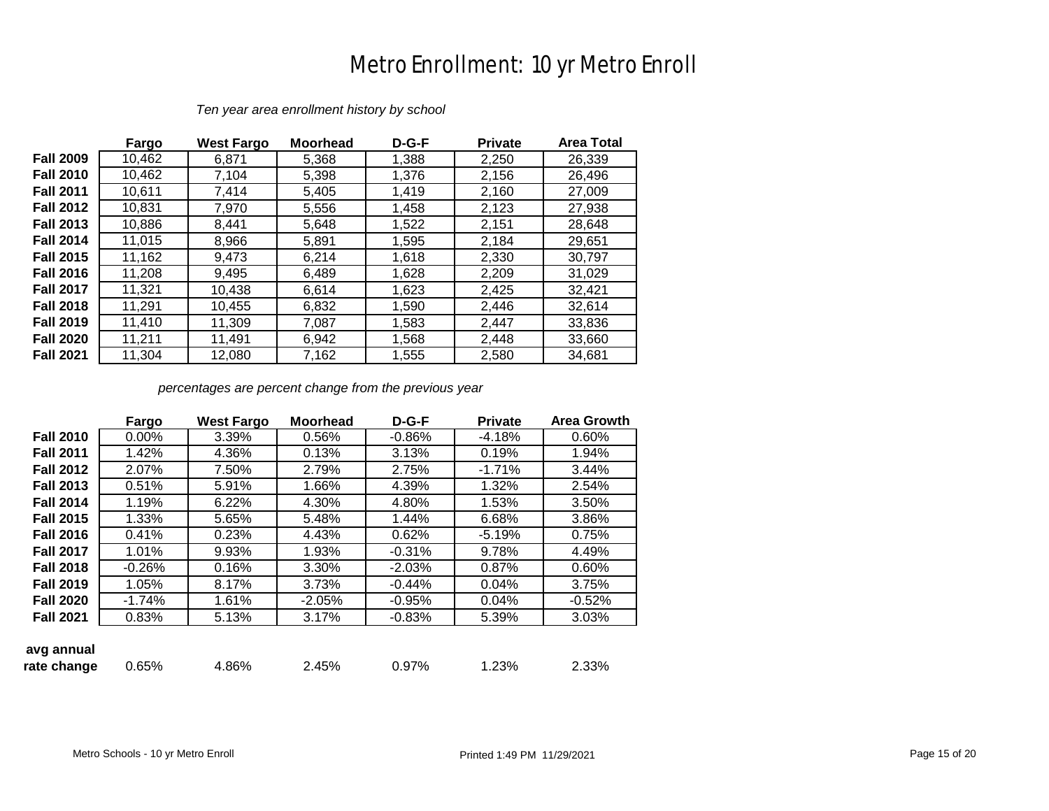# Metro Enrollment: 10 yr Metro Enroll

*Ten year area enrollment history by school*

| | Fargo | West Fargo | Moorhead | D-G-F | Private | Area Total |
|---|---|---|---|---|---|---|
| **Fall 2009** | 10,462 | 6,871 | 5,368 | 1,388 | 2,250 | 26,339 |
| **Fall 2010** | 10,462 | 7,104 | 5,398 | 1,376 | 2,156 | 26,496 |
| **Fall 2011** | 10,611 | 7,414 | 5,405 | 1,419 | 2,160 | 27,009 |
| **Fall 2012** | 10,831 | 7,970 | 5,556 | 1,458 | 2,123 | 27,938 |
| **Fall 2013** | 10,886 | 8,441 | 5,648 | 1,522 | 2,151 | 28,648 |
| **Fall 2014** | 11,015 | 8,966 | 5,891 | 1,595 | 2,184 | 29,651 |
| **Fall 2015** | 11,162 | 9,473 | 6,214 | 1,618 | 2,330 | 30,797 |
| **Fall 2016** | 11,208 | 9,495 | 6,489 | 1,628 | 2,209 | 31,029 |
| **Fall 2017** | 11,321 | 10,438 | 6,614 | 1,623 | 2,425 | 32,421 |
| **Fall 2018** | 11,291 | 10,455 | 6,832 | 1,590 | 2,446 | 32,614 |
| **Fall 2019** | 11,410 | 11,309 | 7,087 | 1,583 | 2,447 | 33,836 |
| **Fall 2020** | 11,211 | 11,491 | 6,942 | 1,568 | 2,448 | 33,660 |
| **Fall 2021** | 11,304 | 12,080 | 7,162 | 1,555 | 2,580 | 34,681 |

*percentages are percent change from the previous year*

| | Fargo | West Fargo | Moorhead | D-G-F | Private | Area Growth |
|---|---|---|---|---|---|---|
| **Fall 2010** | 0.00% | 3.39% | 0.56% | -0.86% | -4.18% | 0.60% |
| **Fall 2011** | 1.42% | 4.36% | 0.13% | 3.13% | 0.19% | 1.94% |
| **Fall 2012** | 2.07% | 7.50% | 2.79% | 2.75% | -1.71% | 3.44% |
| **Fall 2013** | 0.51% | 5.91% | 1.66% | 4.39% | 1.32% | 2.54% |
| **Fall 2014** | 1.19% | 6.22% | 4.30% | 4.80% | 1.53% | 3.50% |
| **Fall 2015** | 1.33% | 5.65% | 5.48% | 1.44% | 6.68% | 3.86% |
| **Fall 2016** | 0.41% | 0.23% | 4.43% | 0.62% | -5.19% | 0.75% |
| **Fall 2017** | 1.01% | 9.93% | 1.93% | -0.31% | 9.78% | 4.49% |
| **Fall 2018** | -0.26% | 0.16% | 3.30% | -2.03% | 0.87% | 0.60% |
| **Fall 2019** | 1.05% | 8.17% | 3.73% | -0.44% | 0.04% | 3.75% |
| **Fall 2020** | -1.74% | 1.61% | -2.05% | -0.95% | 0.04% | -0.52% |
| **Fall 2021** | 0.83% | 5.13% | 3.17% | -0.83% | 5.39% | 3.03% |
| **avg annual rate change** | 0.65% | 4.86% | 2.45% | 0.97% | 1.23% | 2.33% |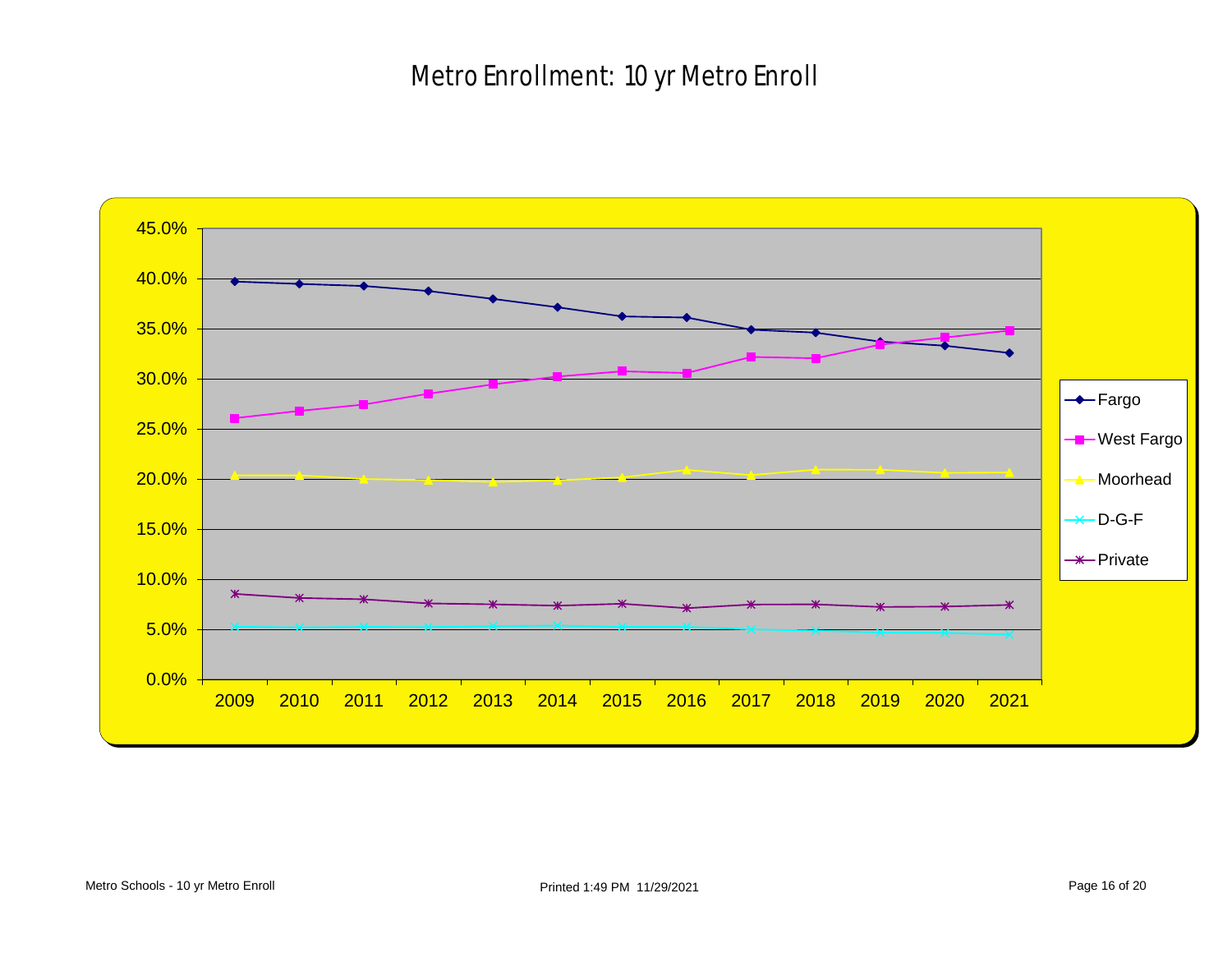# Metro Enrollment: 10 yr Metro Enroll

45.0%
40.0%
35.0%
30.0%
25.0%
20.0%
15.0%
10.0%
5.0%
0.0%

2009 2010 2011 2012 2013 2014 2015 2016 2017 2018 2019 2020 2021

Fargo
West Fargo
Moorhead
D-G-F
Private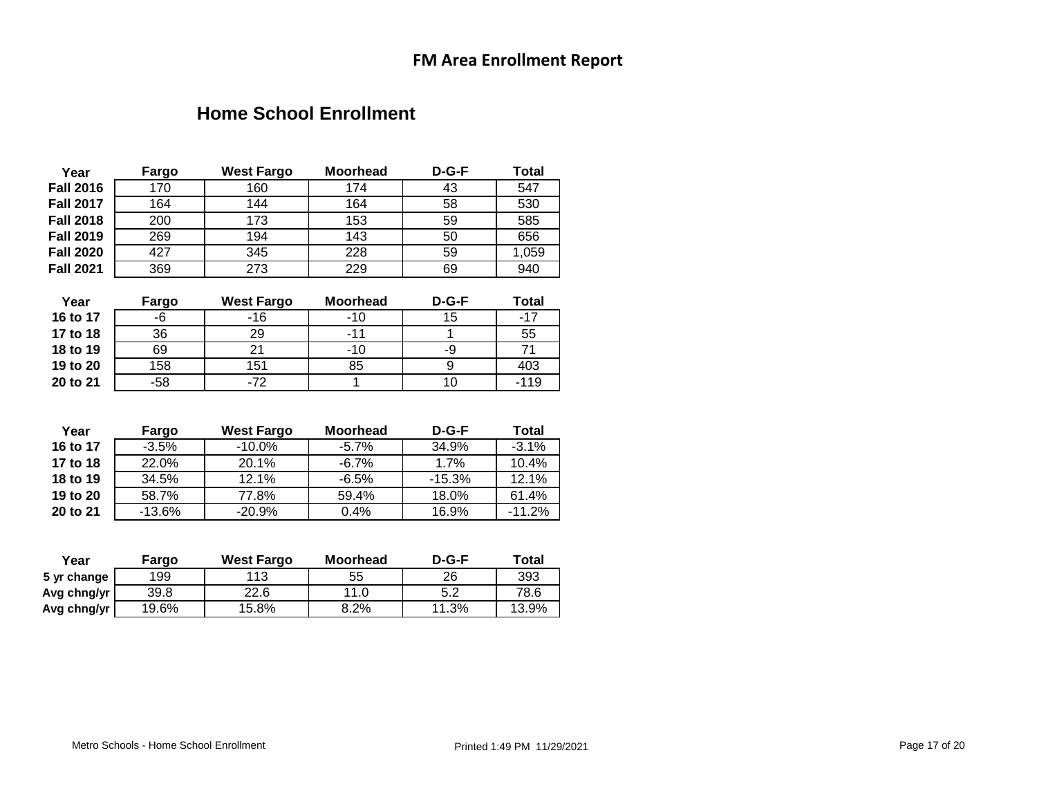## FM Area Enrollment Report

### Home School Enrollment

| Year | Fargo | West Fargo | Moorhead | D-G-F | Total |
|---|---|---|---|---|---|
| Fall 2016 | 170 | 160 | 174 | 43 | 547 |
| Fall 2017 | 164 | 144 | 164 | 58 | 530 |
| Fall 2018 | 200 | 173 | 153 | 59 | 585 |
| Fall 2019 | 269 | 194 | 143 | 50 | 656 |
| Fall 2020 | 427 | 345 | 228 | 59 | 1,059 |
| Fall 2021 | 369 | 273 | 229 | 69 | 940 |

| Year | Fargo | West Fargo | Moorhead | D-G-F | Total |
|---|---|---|---|---|---|
| 16 to 17 | -6 | -16 | -10 | 15 | -17 |
| 17 to 18 | 36 | 29 | -11 | 1 | 55 |
| 18 to 19 | 69 | 21 | -10 | -9 | 71 |
| 19 to 20 | 158 | 151 | 85 | 9 | 403 |
| 20 to 21 | -58 | -72 | 1 | 10 | -119 |

| Year | Fargo | West Fargo | Moorhead | D-G-F | Total |
|---|---|---|---|---|---|
| 16 to 17 | -3.5% | -10.0% | -5.7% | 34.9% | -3.1% |
| 17 to 18 | 22.0% | 20.1% | -6.7% | 1.7% | 10.4% |
| 18 to 19 | 34.5% | 12.1% | -6.5% | -15.3% | 12.1% |
| 19 to 20 | 58.7% | 77.8% | 59.4% | 18.0% | 61.4% |
| 20 to 21 | -13.6% | -20.9% | 0.4% | 16.9% | -11.2% |

| Year | Fargo | West Fargo | Moorhead | D-G-F | Total |
|---|---|---|---|---|---|
| 5 yr change | 199 | 113 | 55 | 26 | 393 |
| Avg chng/yr | 39.8 | 22.6 | 11.0 | 5.2 | 78.6 |
| Avg chng/yr | 19.6% | 15.8% | 8.2% | 11.3% | 13.9% |

Metro Schools - Home School Enrollment

Printed 1:49 PM 11/29/2021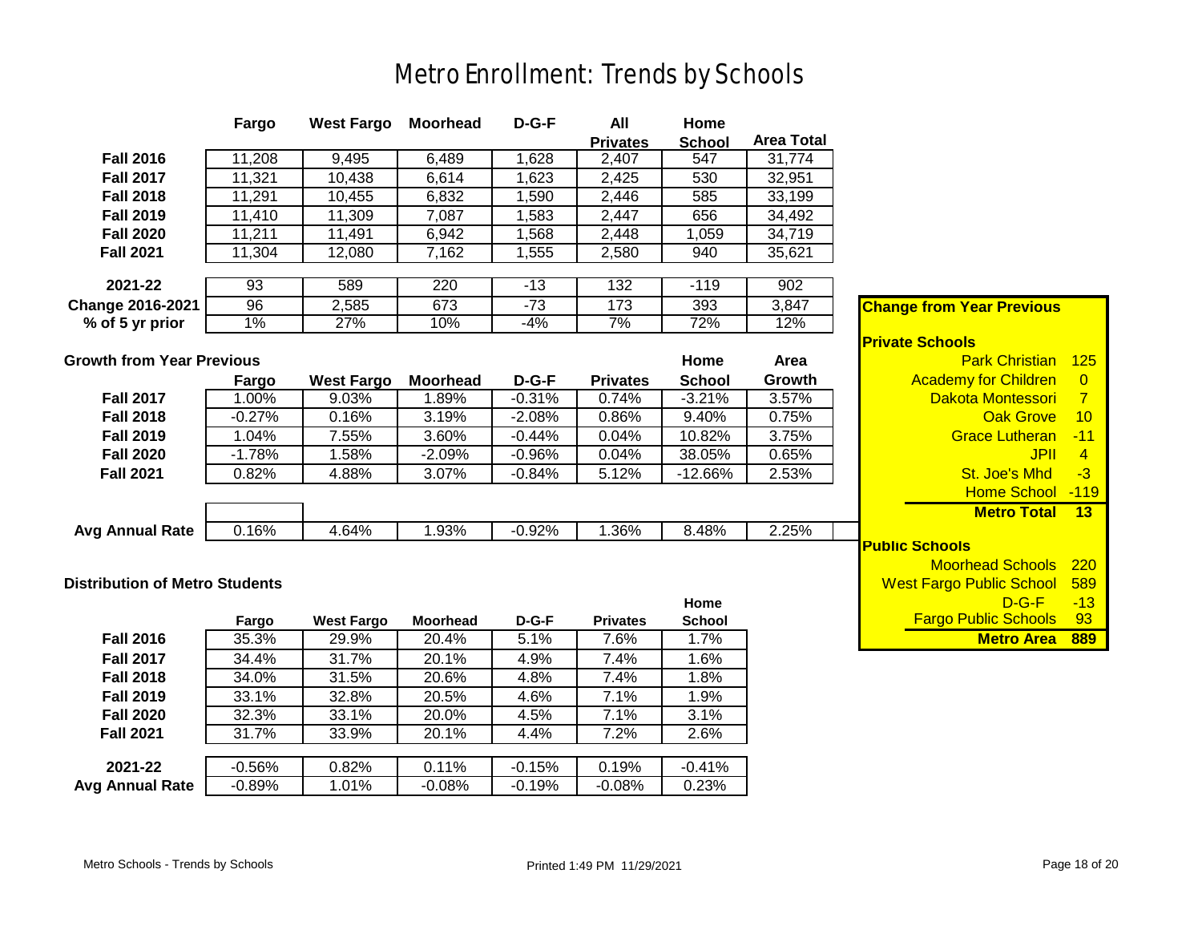# Metro Enrollment: Trends by Schools

| | Fargo | West Fargo | Moorhead | D-G-F | All Privates | Home School | Area Total |
|---|---|---|---|---|---|---|---|
| **Fall 2016** | 11,208 | 9,495 | 6,489 | 1,628 | 2,407 | 547 | 31,774 |
| **Fall 2017** | 11,321 | 10,438 | 6,614 | 1,623 | 2,425 | 530 | 32,951 |
| **Fall 2018** | 11,291 | 10,455 | 6,832 | 1,590 | 2,446 | 585 | 33,199 |
| **Fall 2019** | 11,410 | 11,309 | 7,087 | 1,583 | 2,447 | 656 | 34,492 |
| **Fall 2020** | 11,211 | 11,491 | 6,942 | 1,568 | 2,448 | 1,059 | 34,719 |
| **Fall 2021** | 11,304 | 12,080 | 7,162 | 1,555 | 2,580 | 940 | 35,621 |
| **2021-22** | 93 | 589 | 220 | -13 | 132 | -119 | 902 |
| **Change 2016-2021** | 96 | 2,585 | 673 | -73 | 173 | 393 | 3,847 |
| **% of 5 yr prior** | 1% | 27% | 10% | -4% | 7% | 72% | 12% |

**Growth from Year Previous**

| | Fargo | West Fargo | Moorhead | D-G-F | Privates | Home School | Area Growth |
|---|---|---|---|---|---|---|---|
| **Fall 2017** | 1.00% | 9.03% | 1.89% | -0.31% | 0.74% | -3.21% | 3.57% |
| **Fall 2018** | -0.27% | 0.16% | 3.19% | -2.08% | 0.86% | 9.40% | 0.75% |
| **Fall 2019** | 1.04% | 7.55% | 3.60% | -0.44% | 0.04% | 10.82% | 3.75% |
| **Fall 2020** | -1.78% | 1.58% | -2.09% | -0.96% | 0.04% | 38.05% | 0.65% |
| **Fall 2021** | 0.82% | 4.88% | 3.07% | -0.84% | 5.12% | -12.66% | 2.53% |
| **Avg Annual Rate** | 0.16% | 4.64% | 1.93% | -0.92% | 1.36% | 8.48% | 2.25% |

**Distribution of Metro Students**

| | Fargo | West Fargo | Moorhead | D-G-F | Privates | Home School |
|---|---|---|---|---|---|---|
| **Fall 2016** | 35.3% | 29.9% | 20.4% | 5.1% | 7.6% | 1.7% |
| **Fall 2017** | 34.4% | 31.7% | 20.1% | 4.9% | 7.4% | 1.6% |
| **Fall 2018** | 34.0% | 31.5% | 20.6% | 4.8% | 7.4% | 1.8% |
| **Fall 2019** | 33.1% | 32.8% | 20.5% | 4.6% | 7.1% | 1.9% |
| **Fall 2020** | 32.3% | 33.1% | 20.0% | 4.5% | 7.1% | 3.1% |
| **Fall 2021** | 31.7% | 33.9% | 20.1% | 4.4% | 7.2% | 2.6% |
| **2021-22** | -0.56% | 0.82% | 0.11% | -0.15% | 0.19% | -0.41% |
| **Avg Annual Rate** | -0.89% | 1.01% | -0.08% | -0.19% | -0.08% | 0.23% |

**Change from Year Previous**

**Private Schools**

| School | Change |
|---|---|
| Park Christian | 125 |
| Academy for Children | 0 |
| Dakota Montessori | 7 |
| Oak Grove | 10 |
| Grace Lutheran | -11 |
| JPII | 4 |
| St. Joe's Mhd | -3 |
| Home School | -119 |
| **Metro Total** | **13** |

**Public Schools**

| School | Change |
|---|---|
| Moorhead Schools | 220 |
| West Fargo Public School | 589 |
| D-G-F | -13 |
| Fargo Public Schools | 93 |
| **Metro Area** | **889** |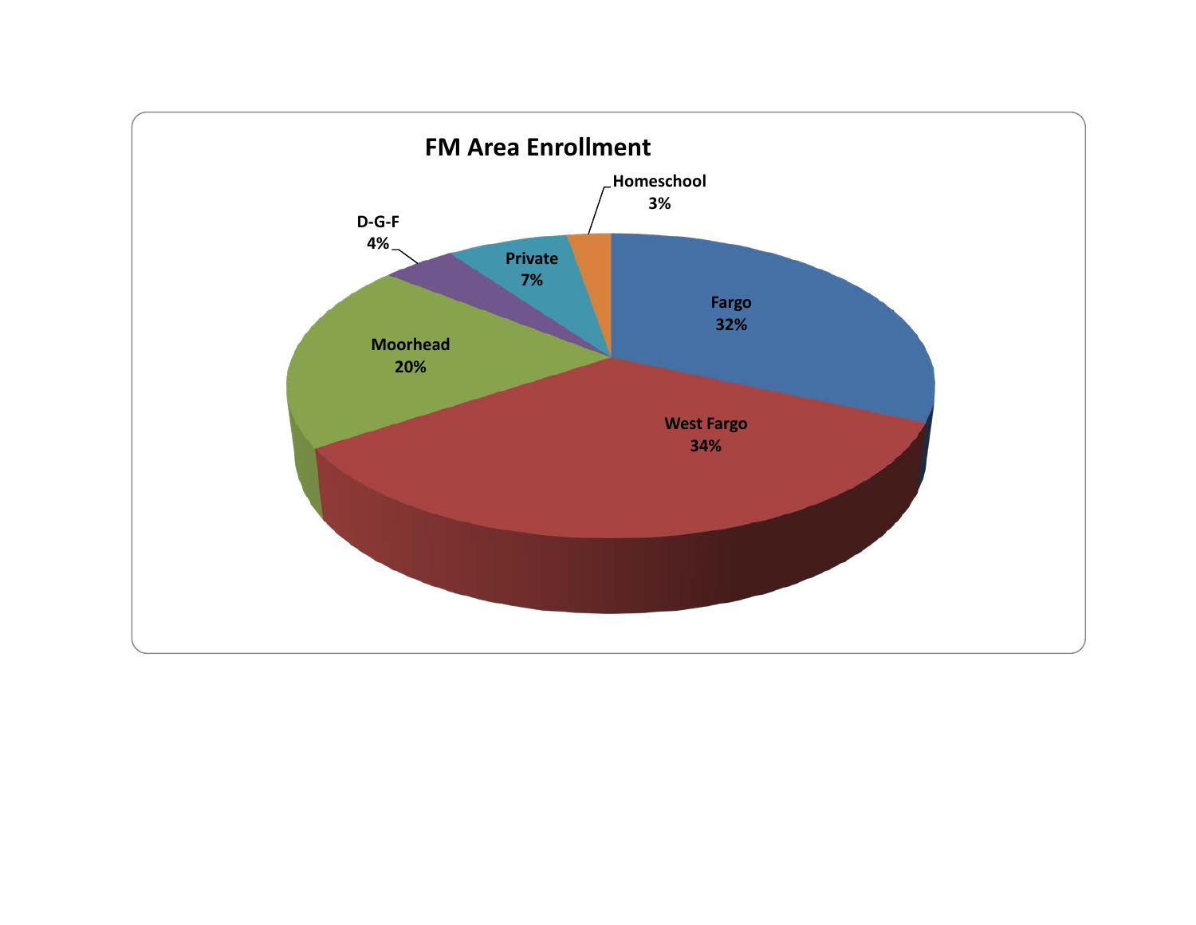FM Area Enrollment

Homeschool
3%

D-G-F
4%

Private
7%

Fargo
32%

Moorhead
20%

West Fargo
34%